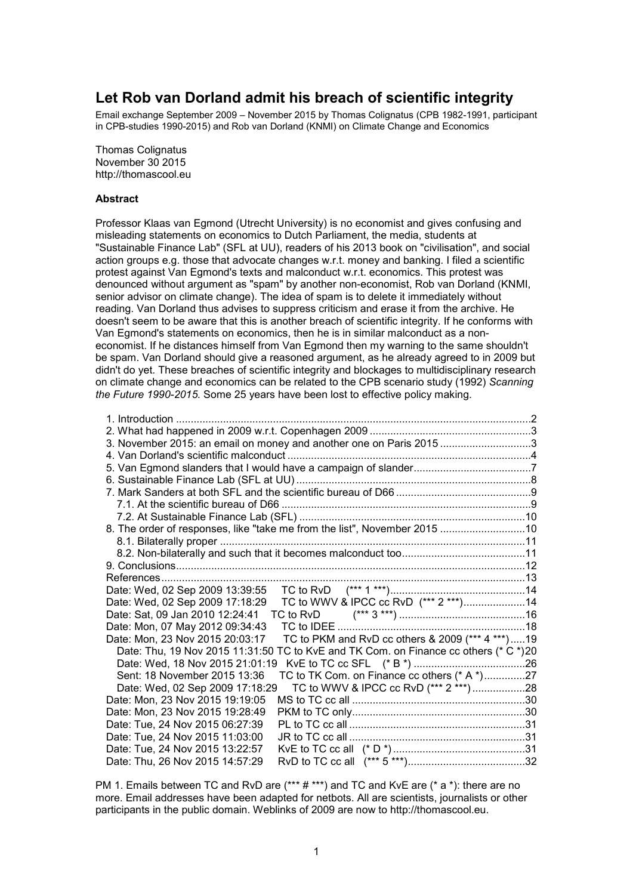# Let Rob van Dorland admit his breach of scientific integrity

Email exchange September 2009 – November 2015 by Thomas Colignatus (CPB 1982-1991, participant in CPB-studies 1990-2015) and Rob van Dorland (KNMI) on Climate Change and Economics

Thomas Colignatus
November 30 2015
http://thomascool.eu

### Abstract

Professor Klaas van Egmond (Utrecht University) is no economist and gives confusing and misleading statements on economics to Dutch Parliament, the media, students at "Sustainable Finance Lab" (SFL at UU), readers of his 2013 book on "civilisation", and social action groups e.g. those that advocate changes w.r.t. money and banking. I filed a scientific protest against Van Egmond's texts and malconduct w.r.t. economics. This protest was denounced without argument as "spam" by another non-economist, Rob van Dorland (KNMI, senior advisor on climate change). The idea of spam is to delete it immediately without reading. Van Dorland thus advises to suppress criticism and erase it from the archive. He doesn't seem to be aware that this is another breach of scientific integrity. If he conforms with Van Egmond's statements on economics, then he is in similar malconduct as a non-economist. If he distances himself from Van Egmond then my warning to the same shouldn't be spam. Van Dorland should give a reasoned argument, as he already agreed to in 2009 but didn't do yet. These breaches of scientific integrity and blockages to multidisciplinary research on climate change and economics can be related to the CPB scenario study (1992) *Scanning the Future 1990-2015.* Some 25 years have been lost to effective policy making.

- 1. Introduction ........ 2
- 2. What had happened in 2009 w.r.t. Copenhagen 2009 ........ 3
- 3. November 2015: an email on money and another one on Paris 2015 ........ 3
- 4. Van Dorland's scientific malconduct ........ 4
- 5. Van Egmond slanders that I would have a campaign of slander ........ 7
- 6. Sustainable Finance Lab (SFL at UU) ........ 8
- 7. Mark Sanders at both SFL and the scientific bureau of D66 ........ 9
  - 7.1. At the scientific bureau of D66 ........ 9
  - 7.2. At Sustainable Finance Lab (SFL) ........ 10
- 8. The order of responses, like "take me from the list", November 2015 ........ 10
  - 8.1. Bilaterally proper ........ 11
  - 8.2. Non-bilaterally and such that it becomes malconduct too ........ 11
- 9. Conclusions ........ 12
- References ........ 13
- Date: Wed, 02 Sep 2009 13:39:55 TC to RvD (*** 1 ***) ........ 14
- Date: Wed, 02 Sep 2009 17:18:29 TC to WWV & IPCC cc RvD (*** 2 ***) ........ 14
- Date: Sat, 09 Jan 2010 12:24:41 TC to RvD (*** 3 ***) ........ 16
- Date: Mon, 07 May 2012 09:34:43 TC to IDEE ........ 18
- Date: Mon, 23 Nov 2015 20:03:17 TC to PKM and RvD cc others & 2009 (*** 4 ***) ........ 19
  - Date: Thu, 19 Nov 2015 11:31:50 TC to KvE and TK Com. on Finance cc others (* C *) 20
  - Date: Wed, 18 Nov 2015 21:01:19 KvE to TC cc SFL (* B *) ........ 26
  - Sent: 18 November 2015 13:36 TC to TK Com. on Finance cc others (* A *) ........ 27
  - Date: Wed, 02 Sep 2009 17:18:29 TC to WWV & IPCC cc RvD (*** 2 ***) ........ 28
- Date: Mon, 23 Nov 2015 19:19:05 MS to TC cc all ........ 30
- Date: Mon, 23 Nov 2015 19:28:49 PKM to TC only ........ 30
- Date: Tue, 24 Nov 2015 06:27:39 PL to TC cc all ........ 31
- Date: Tue, 24 Nov 2015 11:03:00 JR to TC cc all ........ 31
- Date: Tue, 24 Nov 2015 13:22:57 KvE to TC cc all (* D *) ........ 31
- Date: Thu, 26 Nov 2015 14:57:29 RvD to TC cc all (*** 5 ***) ........ 32

PM 1. Emails between TC and RvD are (*** # ***) and TC and KvE are (* a *): there are no more. Email addresses have been adapted for netbots. All are scientists, journalists or other participants in the public domain. Weblinks of 2009 are now to http://thomascool.eu.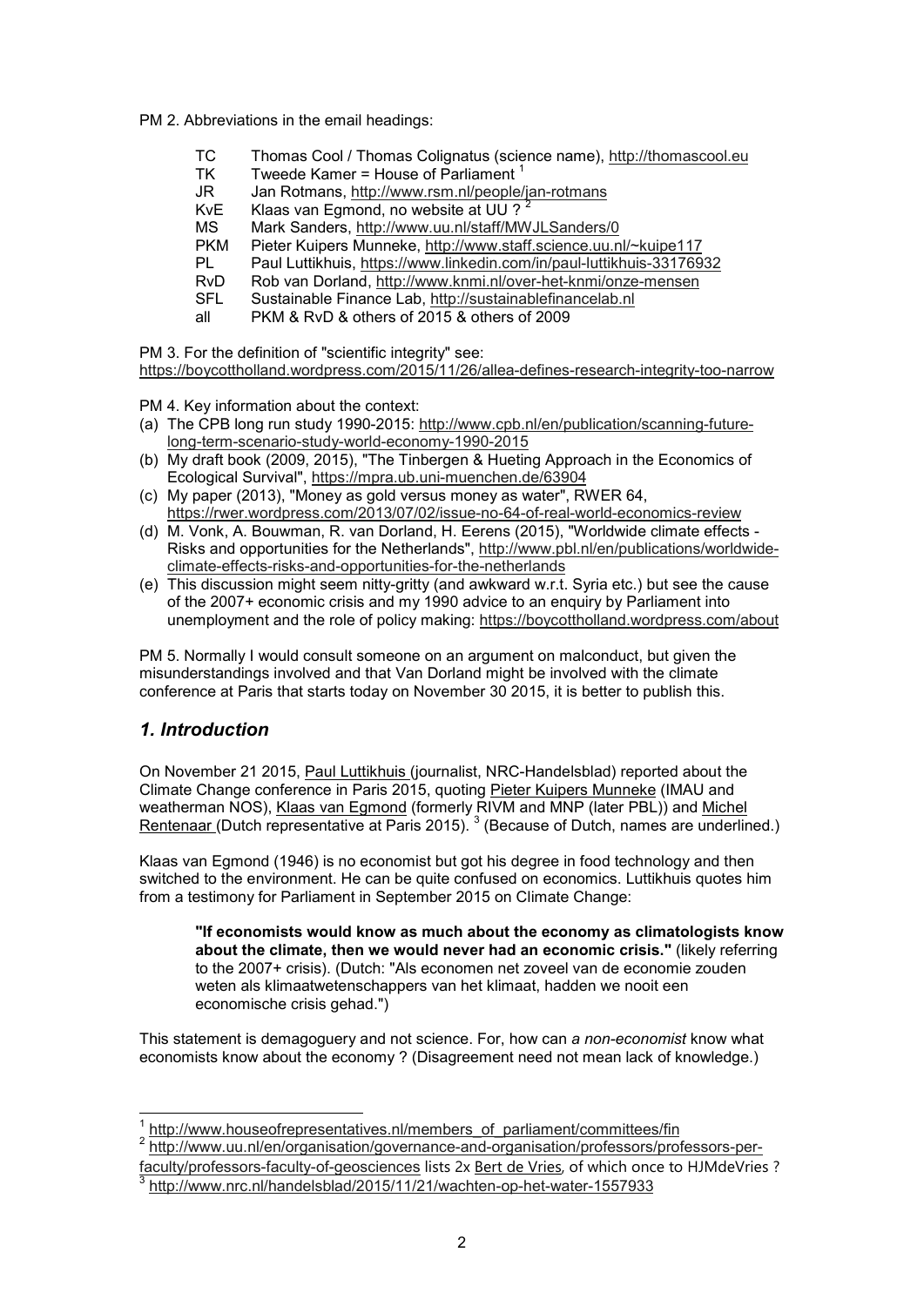PM 2. Abbreviations in the email headings:

| | |
|---|---|
| TC | Thomas Cool / Thomas Colignatus (science name), http://thomascool.eu |
| TK | Tweede Kamer = House of Parliament [1] |
| JR | Jan Rotmans, http://www.rsm.nl/people/jan-rotmans |
| KvE | Klaas van Egmond, no website at UU ? [2] |
| MS | Mark Sanders, http://www.uu.nl/staff/MWJLSanders/0 |
| PKM | Pieter Kuipers Munneke, http://www.staff.science.uu.nl/~kuipe117 |
| PL | Paul Luttikhuis, https://www.linkedin.com/in/paul-luttikhuis-33176932 |
| RvD | Rob van Dorland, http://www.knmi.nl/over-het-knmi/onze-mensen |
| SFL | Sustainable Finance Lab, http://sustainablefinancelab.nl |
| all | PKM & RvD & others of 2015 & others of 2009 |

PM 3. For the definition of "scientific integrity" see: https://boycottholland.wordpress.com/2015/11/26/allea-defines-research-integrity-too-narrow

PM 4. Key information about the context:

(a) The CPB long run study 1990-2015: http://www.cpb.nl/en/publication/scanning-future-long-term-scenario-study-world-economy-1990-2015
(b) My draft book (2009, 2015), "The Tinbergen & Hueting Approach in the Economics of Ecological Survival", https://mpra.ub.uni-muenchen.de/63904
(c) My paper (2013), "Money as gold versus money as water", RWER 64, https://rwer.wordpress.com/2013/07/02/issue-no-64-of-real-world-economics-review
(d) M. Vonk, A. Bouwman, R. van Dorland, H. Eerens (2015), "Worldwide climate effects - Risks and opportunities for the Netherlands", http://www.pbl.nl/en/publications/worldwide-climate-effects-risks-and-opportunities-for-the-netherlands
(e) This discussion might seem nitty-gritty (and awkward w.r.t. Syria etc.) but see the cause of the 2007+ economic crisis and my 1990 advice to an enquiry by Parliament into unemployment and the role of policy making: https://boycottholland.wordpress.com/about

PM 5. Normally I would consult someone on an argument on malconduct, but given the misunderstandings involved and that Van Dorland might be involved with the climate conference at Paris that starts today on November 30 2015, it is better to publish this.

## *1. Introduction*

On November 21 2015, Paul Luttikhuis (journalist, NRC-Handelsblad) reported about the Climate Change conference in Paris 2015, quoting Pieter Kuipers Munneke (IMAU and weatherman NOS), Klaas van Egmond (formerly RIVM and MNP (later PBL)) and Michel Rentenaar (Dutch representative at Paris 2015). [3] (Because of Dutch, names are underlined.)

Klaas van Egmond (1946) is no economist but got his degree in food technology and then switched to the environment. He can be quite confused on economics. Luttikhuis quotes him from a testimony for Parliament in September 2015 on Climate Change:

> **"If economists would know as much about the economy as climatologists know about the climate, then we would never had an economic crisis."** (likely referring to the 2007+ crisis). (Dutch: "Als economen net zoveel van de economie zouden weten als klimaatwetenschappers van het klimaat, hadden we nooit een economische crisis gehad.")

This statement is demagoguery and not science. For, how can *a non-economist* know what economists know about the economy ? (Disagreement need not mean lack of knowledge.)

---

[1] http://www.houseofrepresentatives.nl/members_of_parliament/committees/fin

[2] http://www.uu.nl/en/organisation/governance-and-organisation/professors/professors-per-faculty/professors-faculty-of-geosciences lists 2x Bert de Vries, of which once to HJMdeVries ?

[3] http://www.nrc.nl/handelsblad/2015/11/21/wachten-op-het-water-1557933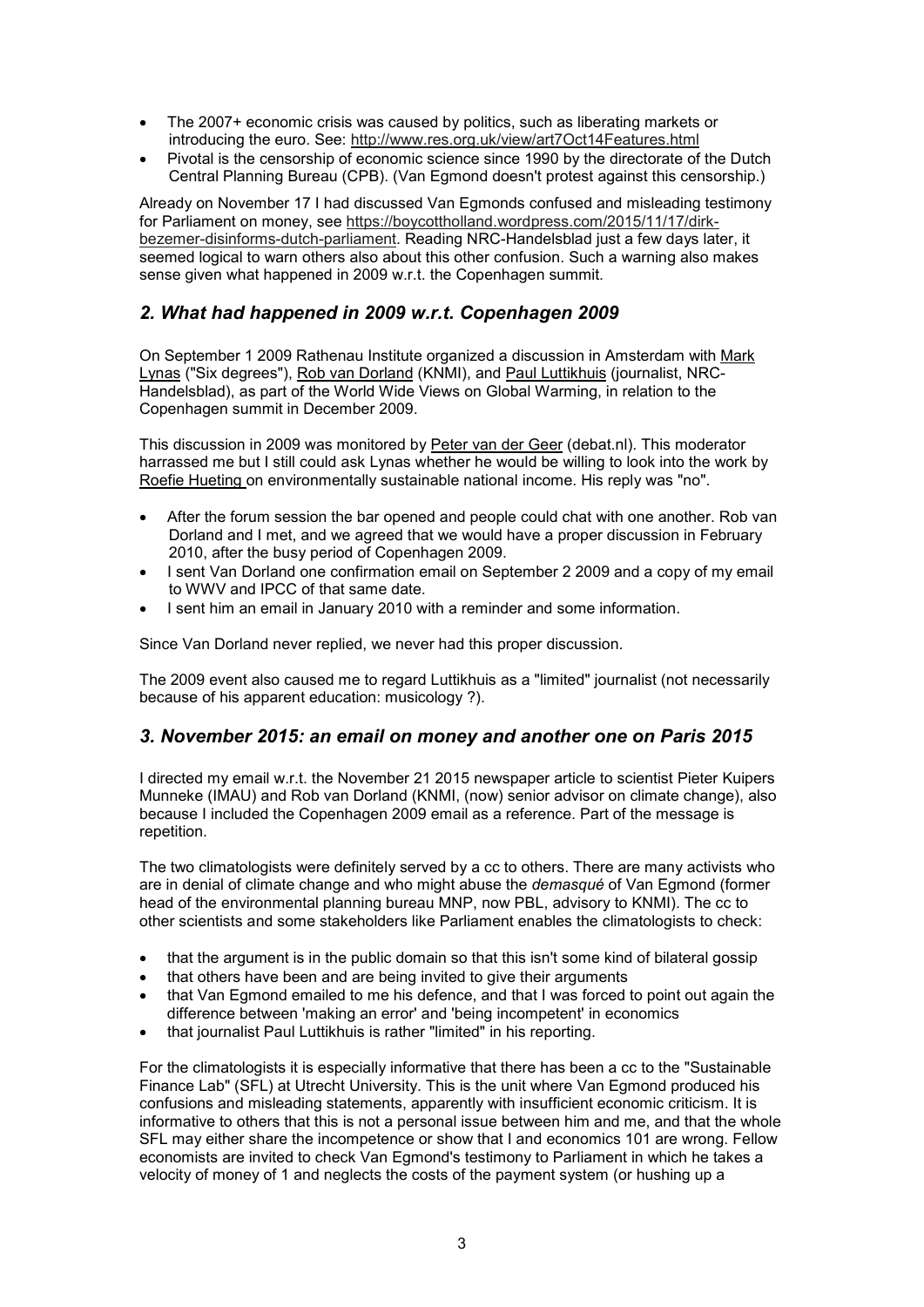- The 2007+ economic crisis was caused by politics, such as liberating markets or introducing the euro. See: http://www.res.org.uk/view/art7Oct14Features.html
- Pivotal is the censorship of economic science since 1990 by the directorate of the Dutch Central Planning Bureau (CPB). (Van Egmond doesn't protest against this censorship.)

Already on November 17 I had discussed Van Egmonds confused and misleading testimony for Parliament on money, see https://boycottholland.wordpress.com/2015/11/17/dirk-bezemer-disinforms-dutch-parliament. Reading NRC-Handelsblad just a few days later, it seemed logical to warn others also about this other confusion. Such a warning also makes sense given what happened in 2009 w.r.t. the Copenhagen summit.

## *2. What had happened in 2009 w.r.t. Copenhagen 2009*

On September 1 2009 Rathenau Institute organized a discussion in Amsterdam with Mark Lynas ("Six degrees"), Rob van Dorland (KNMI), and Paul Luttikhuis (journalist, NRC-Handelsblad), as part of the World Wide Views on Global Warming, in relation to the Copenhagen summit in December 2009.

This discussion in 2009 was monitored by Peter van der Geer (debat.nl). This moderator harrassed me but I still could ask Lynas whether he would be willing to look into the work by Roefie Hueting on environmentally sustainable national income. His reply was "no".

- After the forum session the bar opened and people could chat with one another. Rob van Dorland and I met, and we agreed that we would have a proper discussion in February 2010, after the busy period of Copenhagen 2009.
- I sent Van Dorland one confirmation email on September 2 2009 and a copy of my email to WWV and IPCC of that same date.
- I sent him an email in January 2010 with a reminder and some information.

Since Van Dorland never replied, we never had this proper discussion.

The 2009 event also caused me to regard Luttikhuis as a "limited" journalist (not necessarily because of his apparent education: musicology ?).

## *3. November 2015: an email on money and another one on Paris 2015*

I directed my email w.r.t. the November 21 2015 newspaper article to scientist Pieter Kuipers Munneke (IMAU) and Rob van Dorland (KNMI, (now) senior advisor on climate change), also because I included the Copenhagen 2009 email as a reference. Part of the message is repetition.

The two climatologists were definitely served by a cc to others. There are many activists who are in denial of climate change and who might abuse the *demasqué* of Van Egmond (former head of the environmental planning bureau MNP, now PBL, advisory to KNMI). The cc to other scientists and some stakeholders like Parliament enables the climatologists to check:

- that the argument is in the public domain so that this isn't some kind of bilateral gossip
- that others have been and are being invited to give their arguments
- that Van Egmond emailed to me his defence, and that I was forced to point out again the difference between 'making an error' and 'being incompetent' in economics
- that journalist Paul Luttikhuis is rather "limited" in his reporting.

For the climatologists it is especially informative that there has been a cc to the "Sustainable Finance Lab" (SFL) at Utrecht University. This is the unit where Van Egmond produced his confusions and misleading statements, apparently with insufficient economic criticism. It is informative to others that this is not a personal issue between him and me, and that the whole SFL may either share the incompetence or show that I and economics 101 are wrong. Fellow economists are invited to check Van Egmond's testimony to Parliament in which he takes a velocity of money of 1 and neglects the costs of the payment system (or hushing up a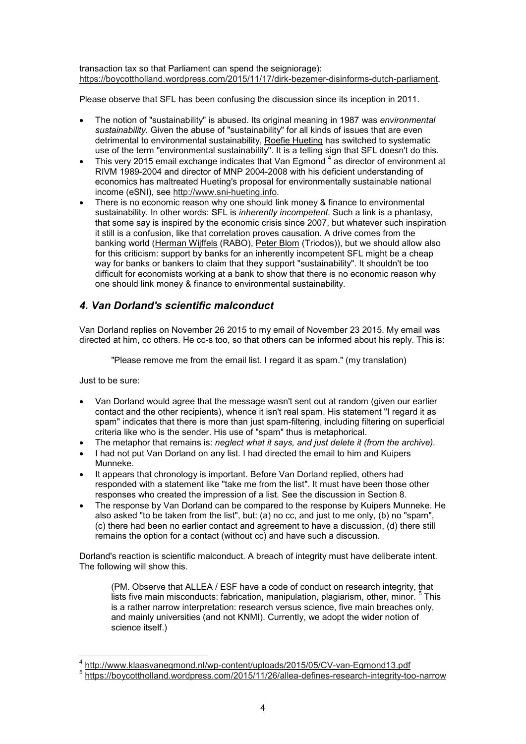transaction tax so that Parliament can spend the seigniorage): https://boycottholland.wordpress.com/2015/11/17/dirk-bezemer-disinforms-dutch-parliament.

Please observe that SFL has been confusing the discussion since its inception in 2011.

- The notion of "sustainability" is abused. Its original meaning in 1987 was *environmental sustainability.* Given the abuse of "sustainability" for all kinds of issues that are even detrimental to environmental sustainability, Roefie Hueting has switched to systematic use of the term "environmental sustainability". It is a telling sign that SFL doesn't do this.
- This very 2015 email exchange indicates that Van Egmond [4] as director of environment at RIVM 1989-2004 and director of MNP 2004-2008 with his deficient understanding of economics has maltreated Hueting's proposal for environmentally sustainable national income (eSNI), see http://www.sni-hueting.info.
- There is no economic reason why one should link money & finance to environmental sustainability. In other words: SFL is *inherently incompetent.* Such a link is a phantasy, that some say is inspired by the economic crisis since 2007, but whatever such inspiration it still is a confusion, like that correlation proves causation. A drive comes from the banking world (Herman Wijffels (RABO), Peter Blom (Triodos)), but we should allow also for this criticism: support by banks for an inherently incompetent SFL might be a cheap way for banks or bankers to claim that they support "sustainability". It shouldn't be too difficult for economists working at a bank to show that there is no economic reason why one should link money & finance to environmental sustainability.

## *4. Van Dorland's scientific malconduct*

Van Dorland replies on November 26 2015 to my email of November 23 2015. My email was directed at him, cc others. He cc-s too, so that others can be informed about his reply. This is:

> "Please remove me from the email list. I regard it as spam." (my translation)

Just to be sure:

- Van Dorland would agree that the message wasn't sent out at random (given our earlier contact and the other recipients), whence it isn't real spam. His statement "I regard it as spam" indicates that there is more than just spam-filtering, including filtering on superficial criteria like who is the sender. His use of "spam" thus is metaphorical.
- The metaphor that remains is: *neglect what it says, and just delete it (from the archive).*
- I had not put Van Dorland on any list. I had directed the email to him and Kuipers Munneke.
- It appears that chronology is important. Before Van Dorland replied, others had responded with a statement like "take me from the list". It must have been those other responses who created the impression of a list. See the discussion in Section 8.
- The response by Van Dorland can be compared to the response by Kuipers Munneke. He also asked "to be taken from the list", but: (a) no cc, and just to me only, (b) no "spam", (c) there had been no earlier contact and agreement to have a discussion, (d) there still remains the option for a contact (without cc) and have such a discussion.

Dorland's reaction is scientific malconduct. A breach of integrity must have deliberate intent. The following will show this.

> (PM. Observe that ALLEA / ESF have a code of conduct on research integrity, that lists five main misconducts: fabrication, manipulation, plagiarism, other, minor. [5] This is a rather narrow interpretation: research versus science, five main breaches only, and mainly universities (and not KNMI). Currently, we adopt the wider notion of science itself.)

---

[4] http://www.klaasvanegmond.nl/wp-content/uploads/2015/05/CV-van-Egmond13.pdf

[5] https://boycottholland.wordpress.com/2015/11/26/allea-defines-research-integrity-too-narrow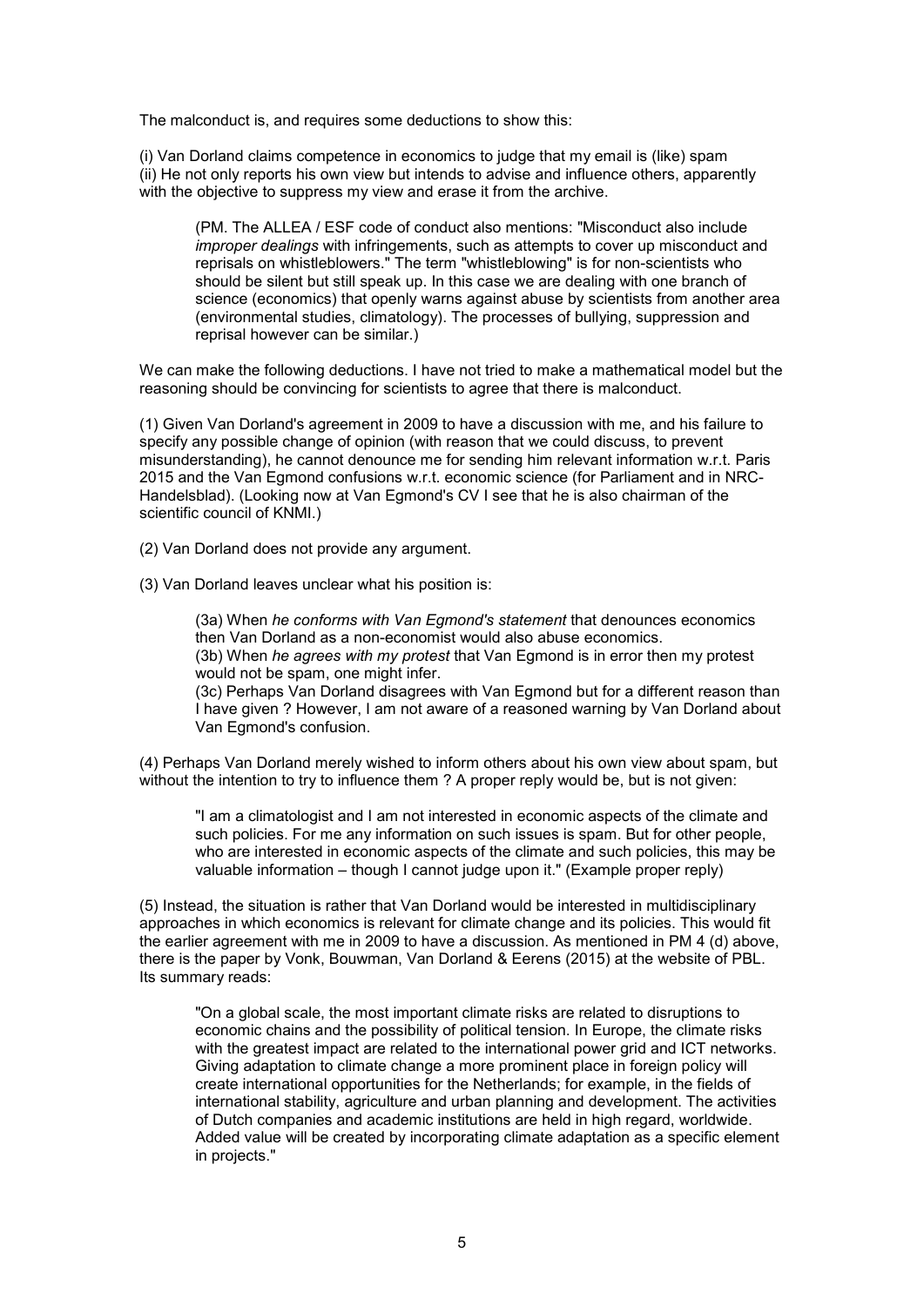The malconduct is, and requires some deductions to show this:

(i) Van Dorland claims competence in economics to judge that my email is (like) spam
(ii) He not only reports his own view but intends to advise and influence others, apparently with the objective to suppress my view and erase it from the archive.

> (PM. The ALLEA / ESF code of conduct also mentions: "Misconduct also include *improper dealings* with infringements, such as attempts to cover up misconduct and reprisals on whistleblowers." The term "whistleblowing" is for non-scientists who should be silent but still speak up. In this case we are dealing with one branch of science (economics) that openly warns against abuse by scientists from another area (environmental studies, climatology). The processes of bullying, suppression and reprisal however can be similar.)

We can make the following deductions. I have not tried to make a mathematical model but the reasoning should be convincing for scientists to agree that there is malconduct.

(1) Given Van Dorland's agreement in 2009 to have a discussion with me, and his failure to specify any possible change of opinion (with reason that we could discuss, to prevent misunderstanding), he cannot denounce me for sending him relevant information w.r.t. Paris 2015 and the Van Egmond confusions w.r.t. economic science (for Parliament and in NRC-Handelsblad). (Looking now at Van Egmond's CV I see that he is also chairman of the scientific council of KNMI.)

(2) Van Dorland does not provide any argument.

(3) Van Dorland leaves unclear what his position is:

> (3a) When *he conforms with Van Egmond's statement* that denounces economics then Van Dorland as a non-economist would also abuse economics.
> (3b) When *he agrees with my protest* that Van Egmond is in error then my protest would not be spam, one might infer.
> (3c) Perhaps Van Dorland disagrees with Van Egmond but for a different reason than I have given ? However, I am not aware of a reasoned warning by Van Dorland about Van Egmond's confusion.

(4) Perhaps Van Dorland merely wished to inform others about his own view about spam, but without the intention to try to influence them ? A proper reply would be, but is not given:

> "I am a climatologist and I am not interested in economic aspects of the climate and such policies. For me any information on such issues is spam. But for other people, who are interested in economic aspects of the climate and such policies, this may be valuable information – though I cannot judge upon it." (Example proper reply)

(5) Instead, the situation is rather that Van Dorland would be interested in multidisciplinary approaches in which economics is relevant for climate change and its policies. This would fit the earlier agreement with me in 2009 to have a discussion. As mentioned in PM 4 (d) above, there is the paper by Vonk, Bouwman, Van Dorland & Eerens (2015) at the website of PBL. Its summary reads:

> "On a global scale, the most important climate risks are related to disruptions to economic chains and the possibility of political tension. In Europe, the climate risks with the greatest impact are related to the international power grid and ICT networks. Giving adaptation to climate change a more prominent place in foreign policy will create international opportunities for the Netherlands; for example, in the fields of international stability, agriculture and urban planning and development. The activities of Dutch companies and academic institutions are held in high regard, worldwide. Added value will be created by incorporating climate adaptation as a specific element in projects."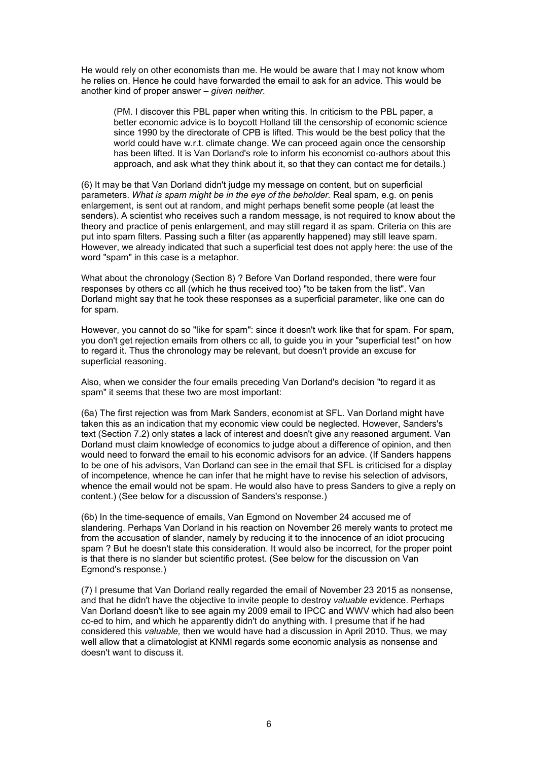He would rely on other economists than me. He would be aware that I may not know whom he relies on. Hence he could have forwarded the email to ask for an advice. This would be another kind of proper answer – *given neither.*

> (PM. I discover this PBL paper when writing this. In criticism to the PBL paper, a better economic advice is to boycott Holland till the censorship of economic science since 1990 by the directorate of CPB is lifted. This would be the best policy that the world could have w.r.t. climate change. We can proceed again once the censorship has been lifted. It is Van Dorland's role to inform his economist co-authors about this approach, and ask what they think about it, so that they can contact me for details.)

(6) It may be that Van Dorland didn't judge my message on content, but on superficial parameters. *What is spam might be in the eye of the beholder.* Real spam, e.g. on penis enlargement, is sent out at random, and might perhaps benefit some people (at least the senders). A scientist who receives such a random message, is not required to know about the theory and practice of penis enlargement, and may still regard it as spam. Criteria on this are put into spam filters. Passing such a filter (as apparently happened) may still leave spam. However, we already indicated that such a superficial test does not apply here: the use of the word "spam" in this case is a metaphor.

What about the chronology (Section 8) ? Before Van Dorland responded, there were four responses by others cc all (which he thus received too) "to be taken from the list". Van Dorland might say that he took these responses as a superficial parameter, like one can do for spam.

However, you cannot do so "like for spam": since it doesn't work like that for spam. For spam, you don't get rejection emails from others cc all, to guide you in your "superficial test" on how to regard it. Thus the chronology may be relevant, but doesn't provide an excuse for superficial reasoning.

Also, when we consider the four emails preceding Van Dorland's decision "to regard it as spam" it seems that these two are most important:

(6a) The first rejection was from Mark Sanders, economist at SFL. Van Dorland might have taken this as an indication that my economic view could be neglected. However, Sanders's text (Section 7.2) only states a lack of interest and doesn't give any reasoned argument. Van Dorland must claim knowledge of economics to judge about a difference of opinion, and then would need to forward the email to his economic advisors for an advice. (If Sanders happens to be one of his advisors, Van Dorland can see in the email that SFL is criticised for a display of incompetence, whence he can infer that he might have to revise his selection of advisors, whence the email would not be spam. He would also have to press Sanders to give a reply on content.) (See below for a discussion of Sanders's response.)

(6b) In the time-sequence of emails, Van Egmond on November 24 accused me of slandering. Perhaps Van Dorland in his reaction on November 26 merely wants to protect me from the accusation of slander, namely by reducing it to the innocence of an idiot procucing spam ? But he doesn't state this consideration. It would also be incorrect, for the proper point is that there is no slander but scientific protest. (See below for the discussion on Van Egmond's response.)

(7) I presume that Van Dorland really regarded the email of November 23 2015 as nonsense, and that he didn't have the objective to invite people to destroy *valuable* evidence. Perhaps Van Dorland doesn't like to see again my 2009 email to IPCC and WWV which had also been cc-ed to him, and which he apparently didn't do anything with. I presume that if he had considered this *valuable,* then we would have had a discussion in April 2010. Thus, we may well allow that a climatologist at KNMI regards some economic analysis as nonsense and doesn't want to discuss it.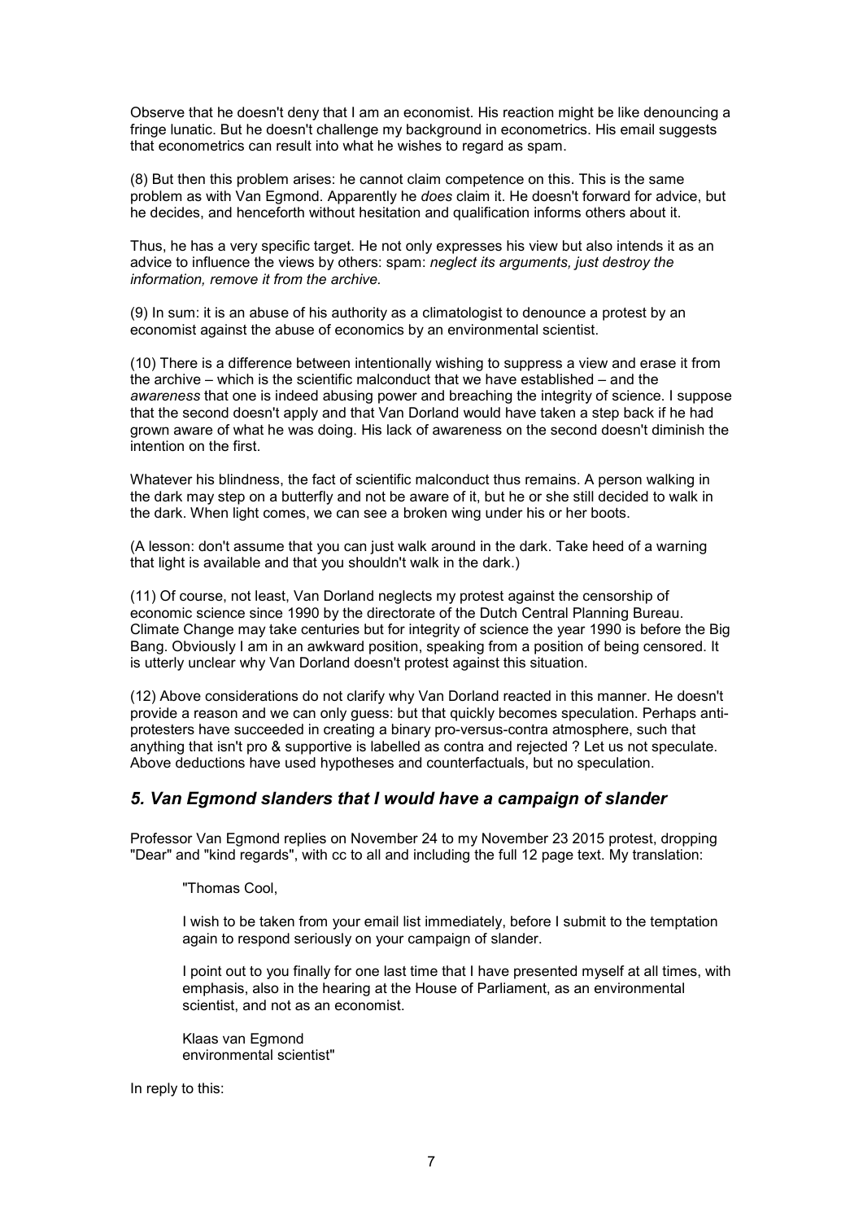Observe that he doesn't deny that I am an economist. His reaction might be like denouncing a fringe lunatic. But he doesn't challenge my background in econometrics. His email suggests that econometrics can result into what he wishes to regard as spam.

(8) But then this problem arises: he cannot claim competence on this. This is the same problem as with Van Egmond. Apparently he *does* claim it. He doesn't forward for advice, but he decides, and henceforth without hesitation and qualification informs others about it.

Thus, he has a very specific target. He not only expresses his view but also intends it as an advice to influence the views by others: spam: *neglect its arguments, just destroy the information, remove it from the archive.*

(9) In sum: it is an abuse of his authority as a climatologist to denounce a protest by an economist against the abuse of economics by an environmental scientist.

(10) There is a difference between intentionally wishing to suppress a view and erase it from the archive – which is the scientific malconduct that we have established – and the *awareness* that one is indeed abusing power and breaching the integrity of science. I suppose that the second doesn't apply and that Van Dorland would have taken a step back if he had grown aware of what he was doing. His lack of awareness on the second doesn't diminish the intention on the first.

Whatever his blindness, the fact of scientific malconduct thus remains. A person walking in the dark may step on a butterfly and not be aware of it, but he or she still decided to walk in the dark. When light comes, we can see a broken wing under his or her boots.

(A lesson: don't assume that you can just walk around in the dark. Take heed of a warning that light is available and that you shouldn't walk in the dark.)

(11) Of course, not least, Van Dorland neglects my protest against the censorship of economic science since 1990 by the directorate of the Dutch Central Planning Bureau. Climate Change may take centuries but for integrity of science the year 1990 is before the Big Bang. Obviously I am in an awkward position, speaking from a position of being censored. It is utterly unclear why Van Dorland doesn't protest against this situation.

(12) Above considerations do not clarify why Van Dorland reacted in this manner. He doesn't provide a reason and we can only guess: but that quickly becomes speculation. Perhaps anti-protesters have succeeded in creating a binary pro-versus-contra atmosphere, such that anything that isn't pro & supportive is labelled as contra and rejected ? Let us not speculate. Above deductions have used hypotheses and counterfactuals, but no speculation.

## *5. Van Egmond slanders that I would have a campaign of slander*

Professor Van Egmond replies on November 24 to my November 23 2015 protest, dropping "Dear" and "kind regards", with cc to all and including the full 12 page text. My translation:

> "Thomas Cool,
>
> I wish to be taken from your email list immediately, before I submit to the temptation again to respond seriously on your campaign of slander.
>
> I point out to you finally for one last time that I have presented myself at all times, with emphasis, also in the hearing at the House of Parliament, as an environmental scientist, and not as an economist.
>
> Klaas van Egmond
> environmental scientist"

In reply to this: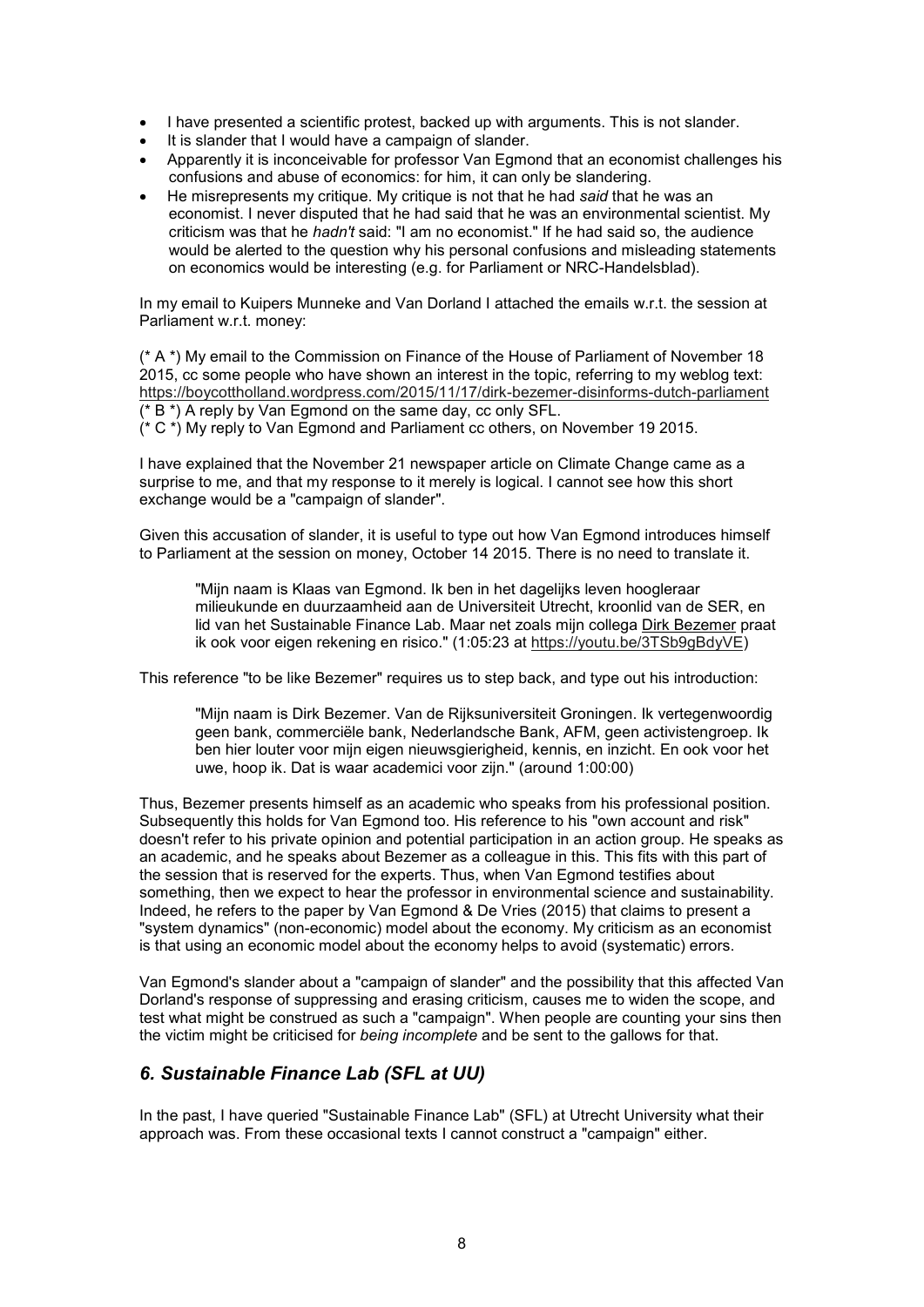- I have presented a scientific protest, backed up with arguments. This is not slander.
- It is slander that I would have a campaign of slander.
- Apparently it is inconceivable for professor Van Egmond that an economist challenges his confusions and abuse of economics: for him, it can only be slandering.
- He misrepresents my critique. My critique is not that he had *said* that he was an economist. I never disputed that he had said that he was an environmental scientist. My criticism was that he *hadn't* said: "I am no economist." If he had said so, the audience would be alerted to the question why his personal confusions and misleading statements on economics would be interesting (e.g. for Parliament or NRC-Handelsblad).

In my email to Kuipers Munneke and Van Dorland I attached the emails w.r.t. the session at Parliament w.r.t. money:

(* A *) My email to the Commission on Finance of the House of Parliament of November 18 2015, cc some people who have shown an interest in the topic, referring to my weblog text: https://boycottholland.wordpress.com/2015/11/17/dirk-bezemer-disinforms-dutch-parliament
(* B *) A reply by Van Egmond on the same day, cc only SFL.
(* C *) My reply to Van Egmond and Parliament cc others, on November 19 2015.

I have explained that the November 21 newspaper article on Climate Change came as a surprise to me, and that my response to it merely is logical. I cannot see how this short exchange would be a "campaign of slander".

Given this accusation of slander, it is useful to type out how Van Egmond introduces himself to Parliament at the session on money, October 14 2015. There is no need to translate it.

> "Mijn naam is Klaas van Egmond. Ik ben in het dagelijks leven hoogleraar milieukunde en duurzaamheid aan de Universiteit Utrecht, kroonlid van de SER, en lid van het Sustainable Finance Lab. Maar net zoals mijn collega Dirk Bezemer praat ik ook voor eigen rekening en risico." (1:05:23 at https://youtu.be/3TSb9gBdyVE)

This reference "to be like Bezemer" requires us to step back, and type out his introduction:

> "Mijn naam is Dirk Bezemer. Van de Rijksuniversiteit Groningen. Ik vertegenwoordig geen bank, commerciële bank, Nederlandsche Bank, AFM, geen activistengroep. Ik ben hier louter voor mijn eigen nieuwsgierigheid, kennis, en inzicht. En ook voor het uwe, hoop ik. Dat is waar academici voor zijn." (around 1:00:00)

Thus, Bezemer presents himself as an academic who speaks from his professional position. Subsequently this holds for Van Egmond too. His reference to his "own account and risk" doesn't refer to his private opinion and potential participation in an action group. He speaks as an academic, and he speaks about Bezemer as a colleague in this. This fits with this part of the session that is reserved for the experts. Thus, when Van Egmond testifies about something, then we expect to hear the professor in environmental science and sustainability. Indeed, he refers to the paper by Van Egmond & De Vries (2015) that claims to present a "system dynamics" (non-economic) model about the economy. My criticism as an economist is that using an economic model about the economy helps to avoid (systematic) errors.

Van Egmond's slander about a "campaign of slander" and the possibility that this affected Van Dorland's response of suppressing and erasing criticism, causes me to widen the scope, and test what might be construed as such a "campaign". When people are counting your sins then the victim might be criticised for *being incomplete* and be sent to the gallows for that.

## *6. Sustainable Finance Lab (SFL at UU)*

In the past, I have queried "Sustainable Finance Lab" (SFL) at Utrecht University what their approach was. From these occasional texts I cannot construct a "campaign" either.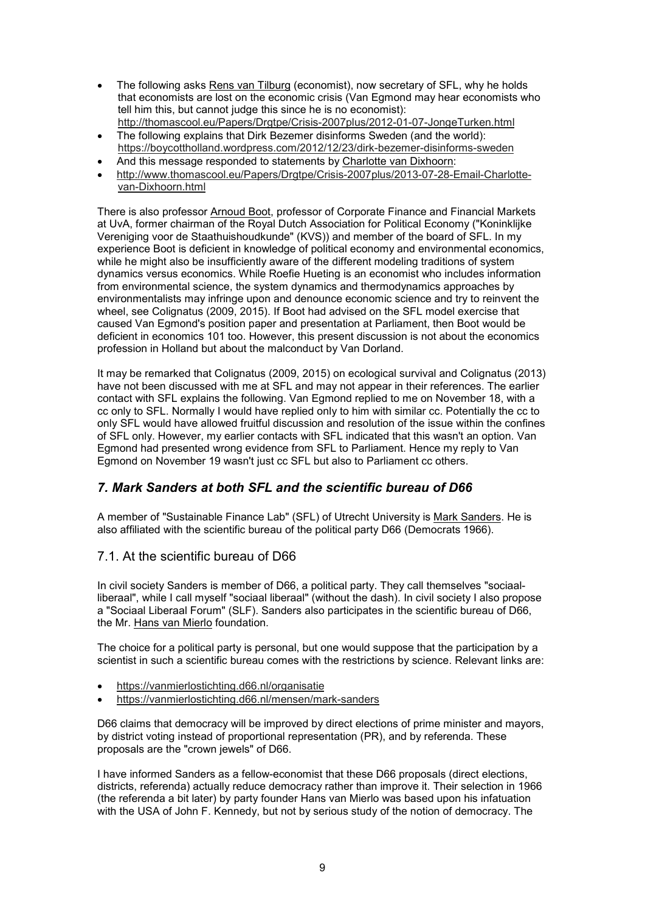- The following asks Rens van Tilburg (economist), now secretary of SFL, why he holds that economists are lost on the economic crisis (Van Egmond may hear economists who tell him this, but cannot judge this since he is no economist): http://thomascool.eu/Papers/Drgtpe/Crisis-2007plus/2012-01-07-JongeTurken.html
- The following explains that Dirk Bezemer disinforms Sweden (and the world): https://boycottholland.wordpress.com/2012/12/23/dirk-bezemer-disinforms-sweden
- And this message responded to statements by Charlotte van Dixhoorn:
- http://www.thomascool.eu/Papers/Drgtpe/Crisis-2007plus/2013-07-28-Email-Charlotte-van-Dixhoorn.html

There is also professor Arnoud Boot, professor of Corporate Finance and Financial Markets at UvA, former chairman of the Royal Dutch Association for Political Economy ("Koninklijke Vereniging voor de Staathuishoudkunde" (KVS)) and member of the board of SFL. In my experience Boot is deficient in knowledge of political economy and environmental economics, while he might also be insufficiently aware of the different modeling traditions of system dynamics versus economics. While Roefie Hueting is an economist who includes information from environmental science, the system dynamics and thermodynamics approaches by environmentalists may infringe upon and denounce economic science and try to reinvent the wheel, see Colignatus (2009, 2015). If Boot had advised on the SFL model exercise that caused Van Egmond's position paper and presentation at Parliament, then Boot would be deficient in economics 101 too. However, this present discussion is not about the economics profession in Holland but about the malconduct by Van Dorland.

It may be remarked that Colignatus (2009, 2015) on ecological survival and Colignatus (2013) have not been discussed with me at SFL and may not appear in their references. The earlier contact with SFL explains the following. Van Egmond replied to me on November 18, with a cc only to SFL. Normally I would have replied only to him with similar cc. Potentially the cc to only SFL would have allowed fruitful discussion and resolution of the issue within the confines of SFL only. However, my earlier contacts with SFL indicated that this wasn't an option. Van Egmond had presented wrong evidence from SFL to Parliament. Hence my reply to Van Egmond on November 19 wasn't just cc SFL but also to Parliament cc others.

## *7. Mark Sanders at both SFL and the scientific bureau of D66*

A member of "Sustainable Finance Lab" (SFL) of Utrecht University is Mark Sanders. He is also affiliated with the scientific bureau of the political party D66 (Democrats 1966).

### 7.1. At the scientific bureau of D66

In civil society Sanders is member of D66, a political party. They call themselves "sociaal-liberaal", while I call myself "sociaal liberaal" (without the dash). In civil society I also propose a "Sociaal Liberaal Forum" (SLF). Sanders also participates in the scientific bureau of D66, the Mr. Hans van Mierlo foundation.

The choice for a political party is personal, but one would suppose that the participation by a scientist in such a scientific bureau comes with the restrictions by science. Relevant links are:

- https://vanmierlostichting.d66.nl/organisatie
- https://vanmierlostichting.d66.nl/mensen/mark-sanders

D66 claims that democracy will be improved by direct elections of prime minister and mayors, by district voting instead of proportional representation (PR), and by referenda. These proposals are the "crown jewels" of D66.

I have informed Sanders as a fellow-economist that these D66 proposals (direct elections, districts, referenda) actually reduce democracy rather than improve it. Their selection in 1966 (the referenda a bit later) by party founder Hans van Mierlo was based upon his infatuation with the USA of John F. Kennedy, but not by serious study of the notion of democracy. The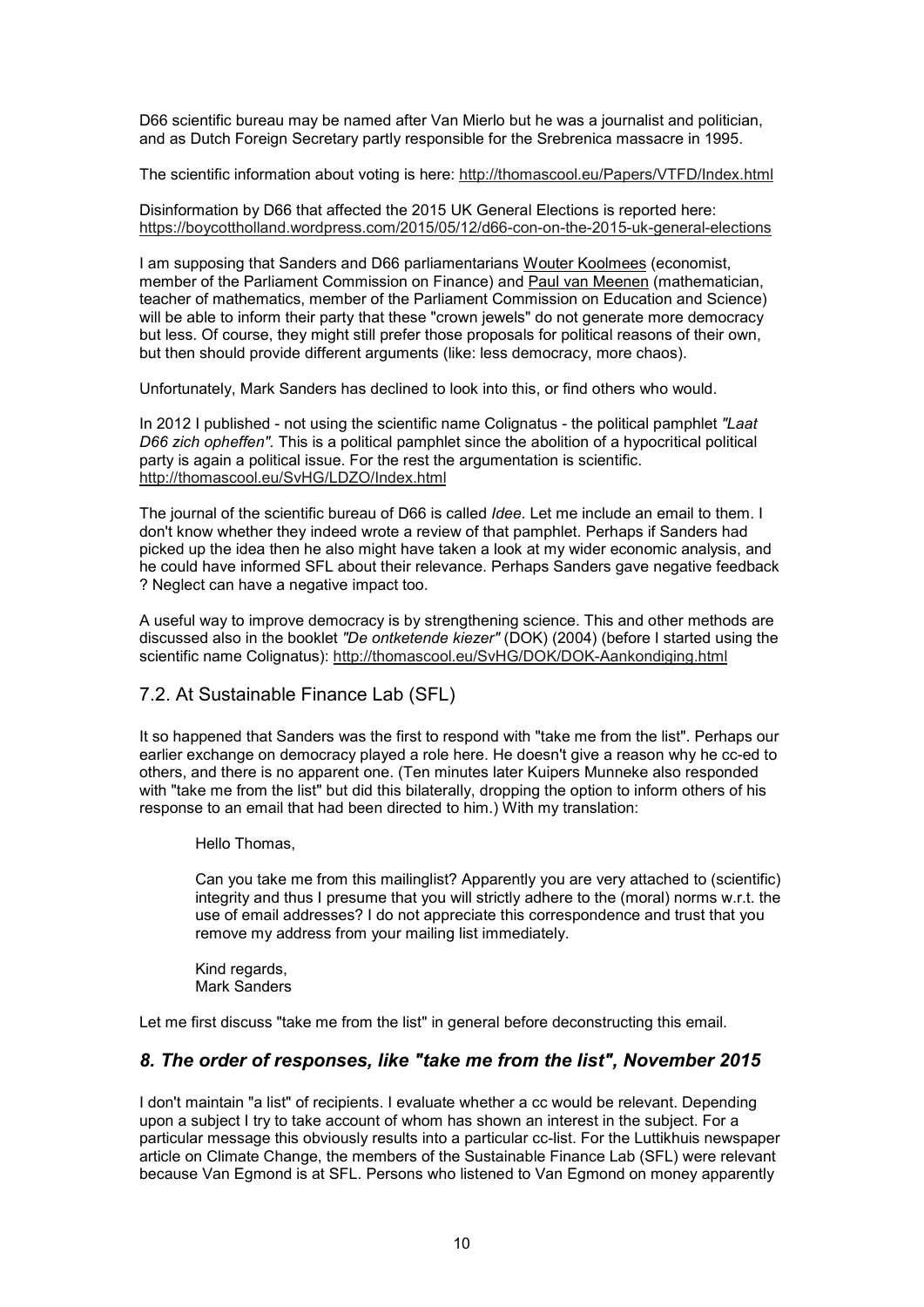D66 scientific bureau may be named after Van Mierlo but he was a journalist and politician, and as Dutch Foreign Secretary partly responsible for the Srebrenica massacre in 1995.

The scientific information about voting is here: http://thomascool.eu/Papers/VTFD/Index.html

Disinformation by D66 that affected the 2015 UK General Elections is reported here: https://boycottholland.wordpress.com/2015/05/12/d66-con-on-the-2015-uk-general-elections

I am supposing that Sanders and D66 parliamentarians Wouter Koolmees (economist, member of the Parliament Commission on Finance) and Paul van Meenen (mathematician, teacher of mathematics, member of the Parliament Commission on Education and Science) will be able to inform their party that these "crown jewels" do not generate more democracy but less. Of course, they might still prefer those proposals for political reasons of their own, but then should provide different arguments (like: less democracy, more chaos).

Unfortunately, Mark Sanders has declined to look into this, or find others who would.

In 2012 I published - not using the scientific name Colignatus - the political pamphlet *"Laat D66 zich opheffen"*. This is a political pamphlet since the abolition of a hypocritical political party is again a political issue. For the rest the argumentation is scientific. http://thomascool.eu/SvHG/LDZO/Index.html

The journal of the scientific bureau of D66 is called *Idee*. Let me include an email to them. I don't know whether they indeed wrote a review of that pamphlet. Perhaps if Sanders had picked up the idea then he also might have taken a look at my wider economic analysis, and he could have informed SFL about their relevance. Perhaps Sanders gave negative feedback ? Neglect can have a negative impact too.

A useful way to improve democracy is by strengthening science. This and other methods are discussed also in the booklet *"De ontketende kiezer"* (DOK) (2004) (before I started using the scientific name Colignatus): http://thomascool.eu/SvHG/DOK/DOK-Aankondiging.html

### 7.2. At Sustainable Finance Lab (SFL)

It so happened that Sanders was the first to respond with "take me from the list". Perhaps our earlier exchange on democracy played a role here. He doesn't give a reason why he cc-ed to others, and there is no apparent one. (Ten minutes later Kuipers Munneke also responded with "take me from the list" but did this bilaterally, dropping the option to inform others of his response to an email that had been directed to him.) With my translation:

> Hello Thomas,
>
> Can you take me from this mailinglist? Apparently you are very attached to (scientific) integrity and thus I presume that you will strictly adhere to the (moral) norms w.r.t. the use of email addresses? I do not appreciate this correspondence and trust that you remove my address from your mailing list immediately.
>
> Kind regards,
> Mark Sanders

Let me first discuss "take me from the list" in general before deconstructing this email.

## *8. The order of responses, like "take me from the list", November 2015*

I don't maintain "a list" of recipients. I evaluate whether a cc would be relevant. Depending upon a subject I try to take account of whom has shown an interest in the subject. For a particular message this obviously results into a particular cc-list. For the Luttikhuis newspaper article on Climate Change, the members of the Sustainable Finance Lab (SFL) were relevant because Van Egmond is at SFL. Persons who listened to Van Egmond on money apparently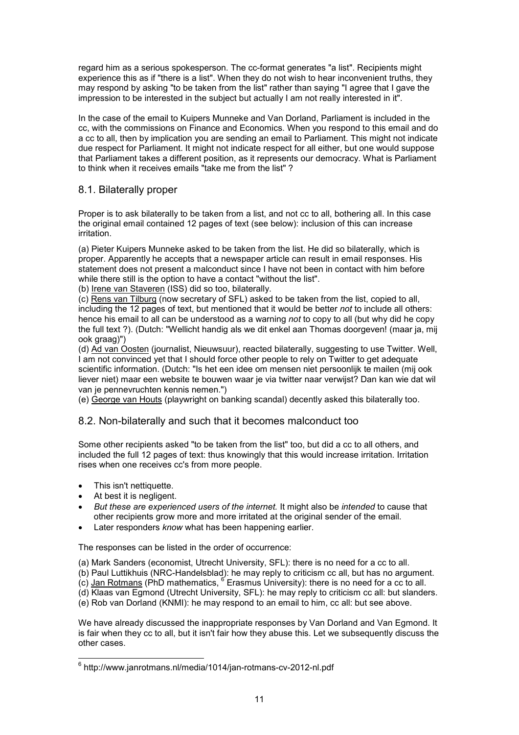regard him as a serious spokesperson. The cc-format generates "a list". Recipients might experience this as if "there is a list". When they do not wish to hear inconvenient truths, they may respond by asking "to be taken from the list" rather than saying "I agree that I gave the impression to be interested in the subject but actually I am not really interested in it".

In the case of the email to Kuipers Munneke and Van Dorland, Parliament is included in the cc, with the commissions on Finance and Economics. When you respond to this email and do a cc to all, then by implication you are sending an email to Parliament. This might not indicate due respect for Parliament. It might not indicate respect for all either, but one would suppose that Parliament takes a different position, as it represents our democracy. What is Parliament to think when it receives emails "take me from the list" ?

## 8.1. Bilaterally proper

Proper is to ask bilaterally to be taken from a list, and not cc to all, bothering all. In this case the original email contained 12 pages of text (see below): inclusion of this can increase irritation.

(a) Pieter Kuipers Munneke asked to be taken from the list. He did so bilaterally, which is proper. Apparently he accepts that a newspaper article can result in email responses. His statement does not present a malconduct since I have not been in contact with him before while there still is the option to have a contact "without the list".
(b) Irene van Staveren (ISS) did so too, bilaterally.
(c) Rens van Tilburg (now secretary of SFL) asked to be taken from the list, copied to all, including the 12 pages of text, but mentioned that it would be better *not* to include all others: hence his email to all can be understood as a warning *not* to copy to all (but why did he copy the full text ?). (Dutch: "Wellicht handig als we dit enkel aan Thomas doorgeven! (maar ja, mij ook graag)")
(d) Ad van Oosten (journalist, Nieuwsuur), reacted bilaterally, suggesting to use Twitter. Well, I am not convinced yet that I should force other people to rely on Twitter to get adequate scientific information. (Dutch: "Is het een idee om mensen niet persoonlijk te mailen (mij ook liever niet) maar een website te bouwen waar je via twitter naar verwijst? Dan kan wie dat wil van je pennevruchten kennis nemen.")
(e) George van Houts (playwright on banking scandal) decently asked this bilaterally too.

## 8.2. Non-bilaterally and such that it becomes malconduct too

Some other recipients asked "to be taken from the list" too, but did a cc to all others, and included the full 12 pages of text: thus knowingly that this would increase irritation. Irritation rises when one receives cc's from more people.

- This isn't nettiquette.
- At best it is negligent.
- *But these are experienced users of the internet.* It might also be *intended* to cause that other recipients grow more and more irritated at the original sender of the email.
- Later responders *know* what has been happening earlier.

The responses can be listed in the order of occurrence:

(a) Mark Sanders (economist, Utrecht University, SFL): there is no need for a cc to all.
(b) Paul Luttikhuis (NRC-Handelsblad): he may reply to criticism cc all, but has no argument.
(c) Jan Rotmans (PhD mathematics, [6] Erasmus University): there is no need for a cc to all.
(d) Klaas van Egmond (Utrecht University, SFL): he may reply to criticism cc all: but slanders.
(e) Rob van Dorland (KNMI): he may respond to an email to him, cc all: but see above.

We have already discussed the inappropriate responses by Van Dorland and Van Egmond. It is fair when they cc to all, but it isn't fair how they abuse this. Let we subsequently discuss the other cases.

[6] http://www.janrotmans.nl/media/1014/jan-rotmans-cv-2012-nl.pdf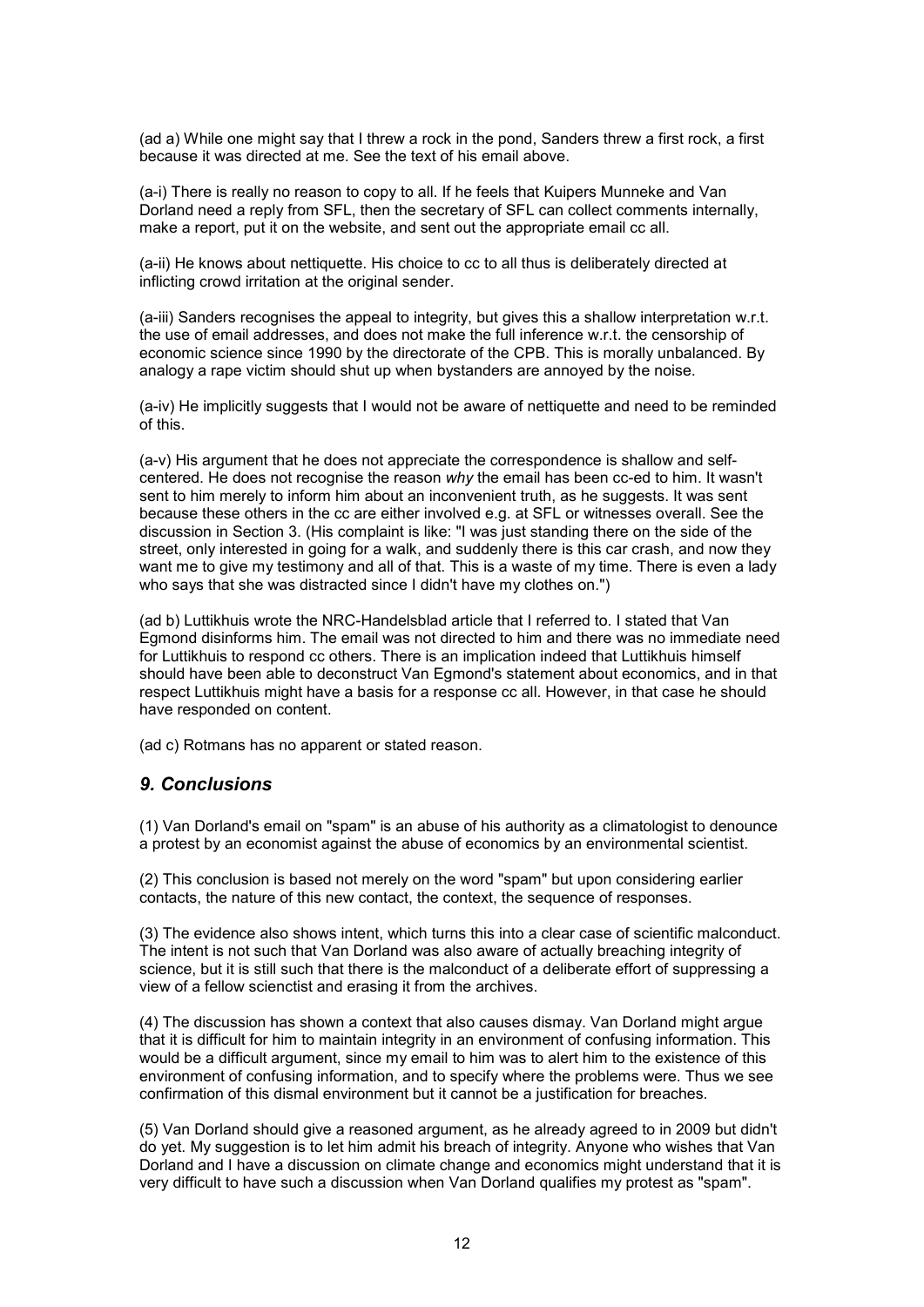(ad a) While one might say that I threw a rock in the pond, Sanders threw a first rock, a first because it was directed at me. See the text of his email above.

(a-i) There is really no reason to copy to all. If he feels that Kuipers Munneke and Van Dorland need a reply from SFL, then the secretary of SFL can collect comments internally, make a report, put it on the website, and sent out the appropriate email cc all.

(a-ii) He knows about nettiquette. His choice to cc to all thus is deliberately directed at inflicting crowd irritation at the original sender.

(a-iii) Sanders recognises the appeal to integrity, but gives this a shallow interpretation w.r.t. the use of email addresses, and does not make the full inference w.r.t. the censorship of economic science since 1990 by the directorate of the CPB. This is morally unbalanced. By analogy a rape victim should shut up when bystanders are annoyed by the noise.

(a-iv) He implicitly suggests that I would not be aware of nettiquette and need to be reminded of this.

(a-v) His argument that he does not appreciate the correspondence is shallow and self-centered. He does not recognise the reason *why* the email has been cc-ed to him. It wasn't sent to him merely to inform him about an inconvenient truth, as he suggests. It was sent because these others in the cc are either involved e.g. at SFL or witnesses overall. See the discussion in Section 3. (His complaint is like: "I was just standing there on the side of the street, only interested in going for a walk, and suddenly there is this car crash, and now they want me to give my testimony and all of that. This is a waste of my time. There is even a lady who says that she was distracted since I didn't have my clothes on.")

(ad b) Luttikhuis wrote the NRC-Handelsblad article that I referred to. I stated that Van Egmond disinforms him. The email was not directed to him and there was no immediate need for Luttikhuis to respond cc others. There is an implication indeed that Luttikhuis himself should have been able to deconstruct Van Egmond's statement about economics, and in that respect Luttikhuis might have a basis for a response cc all. However, in that case he should have responded on content.

(ad c) Rotmans has no apparent or stated reason.

## *9. Conclusions*

(1) Van Dorland's email on "spam" is an abuse of his authority as a climatologist to denounce a protest by an economist against the abuse of economics by an environmental scientist.

(2) This conclusion is based not merely on the word "spam" but upon considering earlier contacts, the nature of this new contact, the context, the sequence of responses.

(3) The evidence also shows intent, which turns this into a clear case of scientific malconduct. The intent is not such that Van Dorland was also aware of actually breaching integrity of science, but it is still such that there is the malconduct of a deliberate effort of suppressing a view of a fellow scienctist and erasing it from the archives.

(4) The discussion has shown a context that also causes dismay. Van Dorland might argue that it is difficult for him to maintain integrity in an environment of confusing information. This would be a difficult argument, since my email to him was to alert him to the existence of this environment of confusing information, and to specify where the problems were. Thus we see confirmation of this dismal environment but it cannot be a justification for breaches.

(5) Van Dorland should give a reasoned argument, as he already agreed to in 2009 but didn't do yet. My suggestion is to let him admit his breach of integrity. Anyone who wishes that Van Dorland and I have a discussion on climate change and economics might understand that it is very difficult to have such a discussion when Van Dorland qualifies my protest as "spam".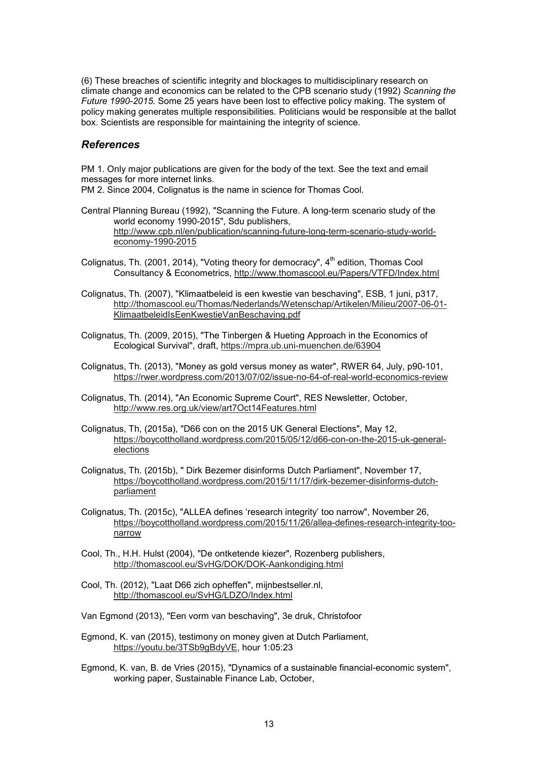(6) These breaches of scientific integrity and blockages to multidisciplinary research on climate change and economics can be related to the CPB scenario study (1992) *Scanning the Future 1990-2015.* Some 25 years have been lost to effective policy making. The system of policy making generates multiple responsibilities. Politicians would be responsible at the ballot box. Scientists are responsible for maintaining the integrity of science.

## *References*

PM 1. Only major publications are given for the body of the text. See the text and email messages for more internet links.
PM 2. Since 2004, Colignatus is the name in science for Thomas Cool.

Central Planning Bureau (1992), "Scanning the Future. A long-term scenario study of the world economy 1990-2015", Sdu publishers, http://www.cpb.nl/en/publication/scanning-future-long-term-scenario-study-world-economy-1990-2015

Colignatus, Th. (2001, 2014), "Voting theory for democracy", 4th edition, Thomas Cool Consultancy & Econometrics, http://www.thomascool.eu/Papers/VTFD/Index.html

Colignatus, Th. (2007), "Klimaatbeleid is een kwestie van beschaving", ESB, 1 juni, p317, http://thomascool.eu/Thomas/Nederlands/Wetenschap/Artikelen/Milieu/2007-06-01-KlimaatbeleidIsEenKwestieVanBeschaving.pdf

Colignatus, Th. (2009, 2015), "The Tinbergen & Hueting Approach in the Economics of Ecological Survival", draft, https://mpra.ub.uni-muenchen.de/63904

Colignatus, Th. (2013), "Money as gold versus money as water", RWER 64, July, p90-101, https://rwer.wordpress.com/2013/07/02/issue-no-64-of-real-world-economics-review

Colignatus, Th. (2014), "An Economic Supreme Court", RES Newsletter, October, http://www.res.org.uk/view/art7Oct14Features.html

Colignatus, Th, (2015a), "D66 con on the 2015 UK General Elections", May 12, https://boycottholland.wordpress.com/2015/05/12/d66-con-on-the-2015-uk-general-elections

Colignatus, Th. (2015b), " Dirk Bezemer disinforms Dutch Parliament", November 17, https://boycottholland.wordpress.com/2015/11/17/dirk-bezemer-disinforms-dutch-parliament

Colignatus, Th. (2015c), "ALLEA defines 'research integrity' too narrow", November 26, https://boycottholland.wordpress.com/2015/11/26/allea-defines-research-integrity-too-narrow

Cool, Th., H.H. Hulst (2004), "De ontketende kiezer", Rozenberg publishers, http://thomascool.eu/SvHG/DOK/DOK-Aankondiging.html

Cool, Th. (2012), "Laat D66 zich opheffen", mijnbestseller.nl, http://thomascool.eu/SvHG/LDZO/Index.html

Van Egmond (2013), "Een vorm van beschaving", 3e druk, Christofoor

Egmond, K. van (2015), testimony on money given at Dutch Parliament, https://youtu.be/3TSb9gBdyVE, hour 1:05:23

Egmond, K. van, B. de Vries (2015), "Dynamics of a sustainable financial-economic system", working paper, Sustainable Finance Lab, October,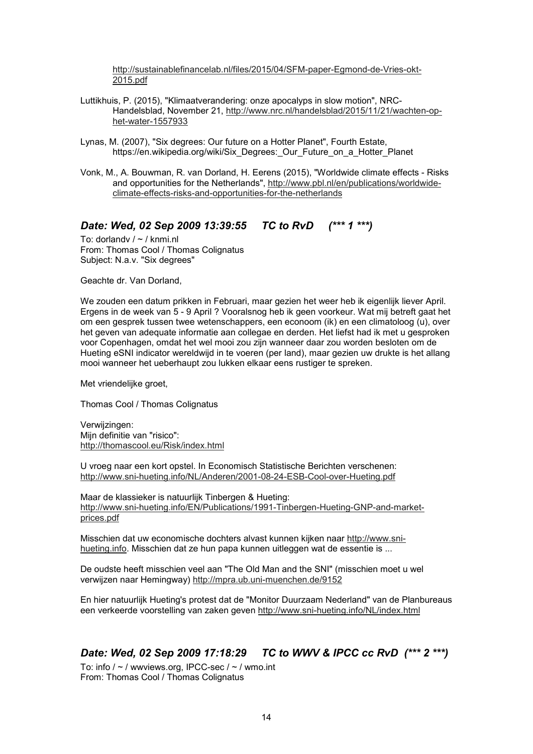http://sustainablefinancelab.nl/files/2015/04/SFM-paper-Egmond-de-Vries-okt-2015.pdf

Luttikhuis, P. (2015), "Klimaatverandering: onze apocalyps in slow motion", NRC-Handelsblad, November 21, http://www.nrc.nl/handelsblad/2015/11/21/wachten-op-het-water-1557933

Lynas, M. (2007), "Six degrees: Our future on a Hotter Planet", Fourth Estate, https://en.wikipedia.org/wiki/Six_Degrees:_Our_Future_on_a_Hotter_Planet

Vonk, M., A. Bouwman, R. van Dorland, H. Eerens (2015), "Worldwide climate effects - Risks and opportunities for the Netherlands", http://www.pbl.nl/en/publications/worldwide-climate-effects-risks-and-opportunities-for-the-netherlands

## *Date: Wed, 02 Sep 2009 13:39:55 TC to RvD (*** 1 ***)*

To: dorlandv / ~ / knmi.nl
From: Thomas Cool / Thomas Colignatus
Subject: N.a.v. "Six degrees"

Geachte dr. Van Dorland,

We zouden een datum prikken in Februari, maar gezien het weer heb ik eigenlijk liever April. Ergens in de week van 5 - 9 April ? Vooralsnog heb ik geen voorkeur. Wat mij betreft gaat het om een gesprek tussen twee wetenschappers, een econoom (ik) en een climatoloog (u), over het geven van adequate informatie aan collegae en derden. Het liefst had ik met u gesproken voor Copenhagen, omdat het wel mooi zou zijn wanneer daar zou worden besloten om de Hueting eSNI indicator wereldwijd in te voeren (per land), maar gezien uw drukte is het allang mooi wanneer het ueberhaupt zou lukken elkaar eens rustiger te spreken.

Met vriendelijke groet,

Thomas Cool / Thomas Colignatus

Verwijzingen:
Mijn definitie van "risico":
http://thomascool.eu/Risk/index.html

U vroeg naar een kort opstel. In Economisch Statistische Berichten verschenen:
http://www.sni-hueting.info/NL/Anderen/2001-08-24-ESB-Cool-over-Hueting.pdf

Maar de klassieker is natuurlijk Tinbergen & Hueting:
http://www.sni-hueting.info/EN/Publications/1991-Tinbergen-Hueting-GNP-and-market-prices.pdf

Misschien dat uw economische dochters alvast kunnen kijken naar http://www.sni-hueting.info. Misschien dat ze hun papa kunnen uitleggen wat de essentie is ...

De oudste heeft misschien veel aan "The Old Man and the SNI" (misschien moet u wel verwijzen naar Hemingway) http://mpra.ub.uni-muenchen.de/9152

En hier natuurlijk Hueting's protest dat de "Monitor Duurzaam Nederland" van de Planbureaus een verkeerde voorstelling van zaken geven http://www.sni-hueting.info/NL/index.html

## *Date: Wed, 02 Sep 2009 17:18:29 TC to WWV & IPCC cc RvD (*** 2 ***)*

To: info / ~ / wwviews.org, IPCC-sec / ~ / wmo.int
From: Thomas Cool / Thomas Colignatus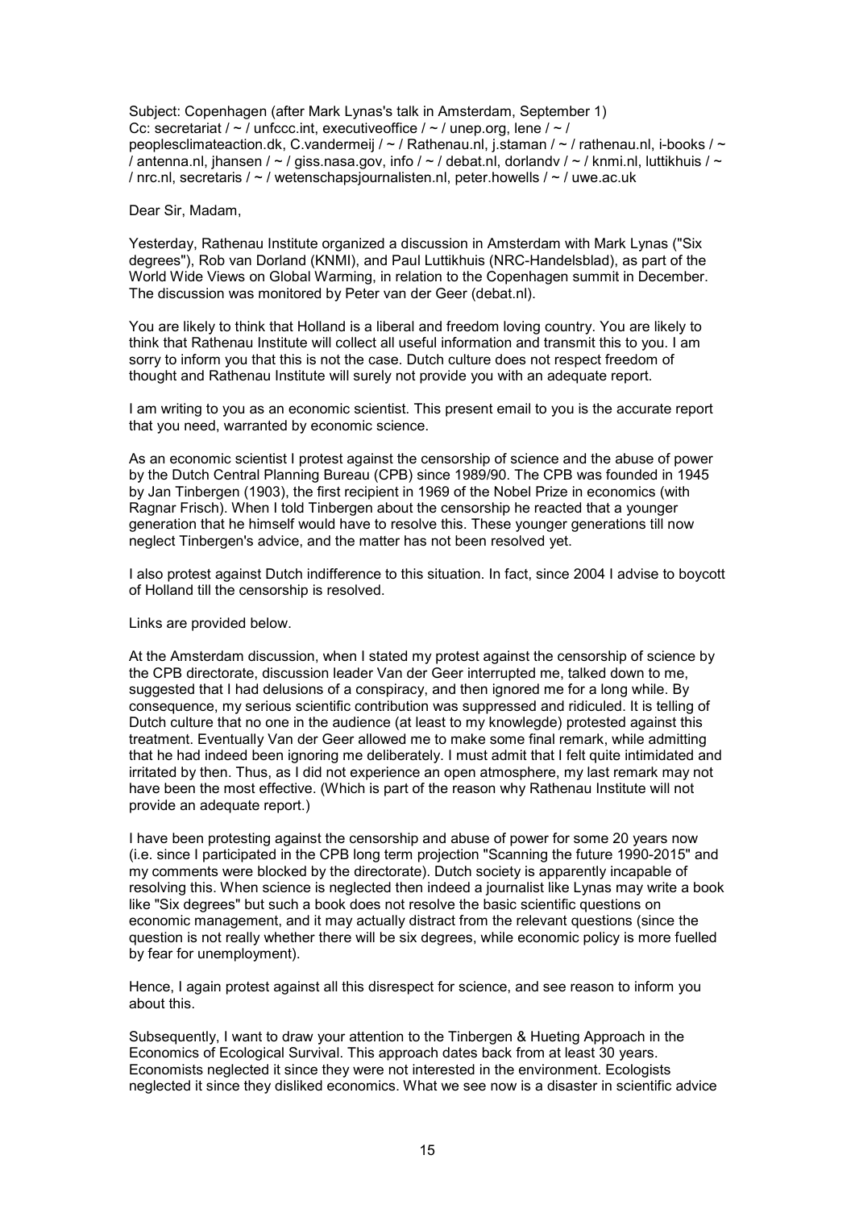Subject: Copenhagen (after Mark Lynas's talk in Amsterdam, September 1)
Cc: secretariat / ~ / unfccc.int, executiveoffice / ~ / unep.org, lene / ~ / peoplesclimateaction.dk, C.vandermeij / ~ / Rathenau.nl, j.staman / ~ / rathenau.nl, i-books / ~ / antenna.nl, jhansen / ~ / giss.nasa.gov, info / ~ / debat.nl, dorlandv / ~ / knmi.nl, luttikhuis / ~ / nrc.nl, secretaris / ~ / wetenschapsjournalisten.nl, peter.howells / ~ / uwe.ac.uk

Dear Sir, Madam,

Yesterday, Rathenau Institute organized a discussion in Amsterdam with Mark Lynas ("Six degrees"), Rob van Dorland (KNMI), and Paul Luttikhuis (NRC-Handelsblad), as part of the World Wide Views on Global Warming, in relation to the Copenhagen summit in December. The discussion was monitored by Peter van der Geer (debat.nl).

You are likely to think that Holland is a liberal and freedom loving country. You are likely to think that Rathenau Institute will collect all useful information and transmit this to you. I am sorry to inform you that this is not the case. Dutch culture does not respect freedom of thought and Rathenau Institute will surely not provide you with an adequate report.

I am writing to you as an economic scientist. This present email to you is the accurate report that you need, warranted by economic science.

As an economic scientist I protest against the censorship of science and the abuse of power by the Dutch Central Planning Bureau (CPB) since 1989/90. The CPB was founded in 1945 by Jan Tinbergen (1903), the first recipient in 1969 of the Nobel Prize in economics (with Ragnar Frisch). When I told Tinbergen about the censorship he reacted that a younger generation that he himself would have to resolve this. These younger generations till now neglect Tinbergen's advice, and the matter has not been resolved yet.

I also protest against Dutch indifference to this situation. In fact, since 2004 I advise to boycott of Holland till the censorship is resolved.

Links are provided below.

At the Amsterdam discussion, when I stated my protest against the censorship of science by the CPB directorate, discussion leader Van der Geer interrupted me, talked down to me, suggested that I had delusions of a conspiracy, and then ignored me for a long while. By consequence, my serious scientific contribution was suppressed and ridiculed. It is telling of Dutch culture that no one in the audience (at least to my knowlegde) protested against this treatment. Eventually Van der Geer allowed me to make some final remark, while admitting that he had indeed been ignoring me deliberately. I must admit that I felt quite intimidated and irritated by then. Thus, as I did not experience an open atmosphere, my last remark may not have been the most effective. (Which is part of the reason why Rathenau Institute will not provide an adequate report.)

I have been protesting against the censorship and abuse of power for some 20 years now (i.e. since I participated in the CPB long term projection "Scanning the future 1990-2015" and my comments were blocked by the directorate). Dutch society is apparently incapable of resolving this. When science is neglected then indeed a journalist like Lynas may write a book like "Six degrees" but such a book does not resolve the basic scientific questions on economic management, and it may actually distract from the relevant questions (since the question is not really whether there will be six degrees, while economic policy is more fuelled by fear for unemployment).

Hence, I again protest against all this disrespect for science, and see reason to inform you about this.

Subsequently, I want to draw your attention to the Tinbergen & Hueting Approach in the Economics of Ecological Survival. This approach dates back from at least 30 years. Economists neglected it since they were not interested in the environment. Ecologists neglected it since they disliked economics. What we see now is a disaster in scientific advice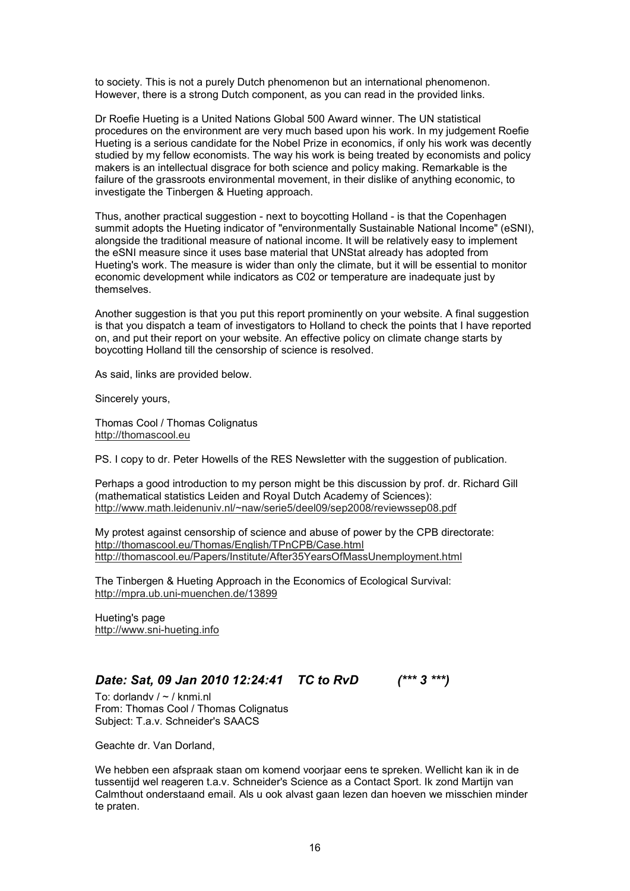to society. This is not a purely Dutch phenomenon but an international phenomenon. However, there is a strong Dutch component, as you can read in the provided links.

Dr Roefie Hueting is a United Nations Global 500 Award winner. The UN statistical procedures on the environment are very much based upon his work. In my judgement Roefie Hueting is a serious candidate for the Nobel Prize in economics, if only his work was decently studied by my fellow economists. The way his work is being treated by economists and policy makers is an intellectual disgrace for both science and policy making. Remarkable is the failure of the grassroots environmental movement, in their dislike of anything economic, to investigate the Tinbergen & Hueting approach.

Thus, another practical suggestion - next to boycotting Holland - is that the Copenhagen summit adopts the Hueting indicator of "environmentally Sustainable National Income" (eSNI), alongside the traditional measure of national income. It will be relatively easy to implement the eSNI measure since it uses base material that UNStat already has adopted from Hueting's work. The measure is wider than only the climate, but it will be essential to monitor economic development while indicators as C02 or temperature are inadequate just by themselves.

Another suggestion is that you put this report prominently on your website. A final suggestion is that you dispatch a team of investigators to Holland to check the points that I have reported on, and put their report on your website. An effective policy on climate change starts by boycotting Holland till the censorship of science is resolved.

As said, links are provided below.

Sincerely yours,

Thomas Cool / Thomas Colignatus
http://thomascool.eu

PS. I copy to dr. Peter Howells of the RES Newsletter with the suggestion of publication.

Perhaps a good introduction to my person might be this discussion by prof. dr. Richard Gill (mathematical statistics Leiden and Royal Dutch Academy of Sciences):
http://www.math.leidenuniv.nl/~naw/serie5/deel09/sep2008/reviewssep08.pdf

My protest against censorship of science and abuse of power by the CPB directorate:
http://thomascool.eu/Thomas/English/TPnCPB/Case.html
http://thomascool.eu/Papers/Institute/After35YearsOfMassUnemployment.html

The Tinbergen & Hueting Approach in the Economics of Ecological Survival:
http://mpra.ub.uni-muenchen.de/13899

Hueting's page
http://www.sni-hueting.info

## *Date: Sat, 09 Jan 2010 12:24:41 TC to RvD (*** 3 ***)*

To: dorlandv / ~ / knmi.nl
From: Thomas Cool / Thomas Colignatus
Subject: T.a.v. Schneider's SAACS

Geachte dr. Van Dorland,

We hebben een afspraak staan om komend voorjaar eens te spreken. Wellicht kan ik in de tussentijd wel reageren t.a.v. Schneider's Science as a Contact Sport. Ik zond Martijn van Calmthout onderstaand email. Als u ook alvast gaan lezen dan hoeven we misschien minder te praten.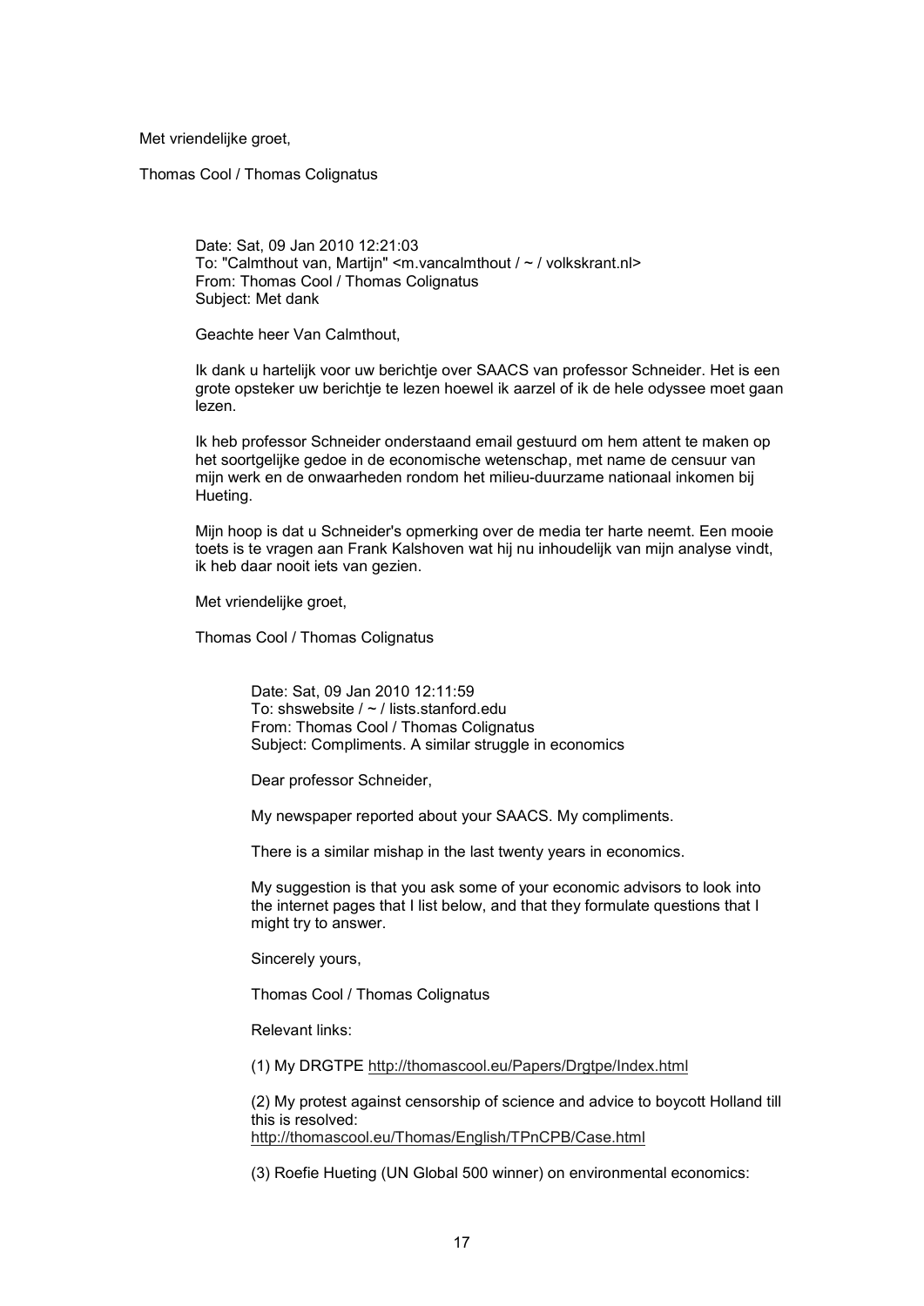Met vriendelijke groet,

Thomas Cool / Thomas Colignatus

> Date: Sat, 09 Jan 2010 12:21:03
> To: "Calmthout van, Martijn" <m.vancalmthout / ~ / volkskrant.nl>
> From: Thomas Cool / Thomas Colignatus
> Subject: Met dank
>
> Geachte heer Van Calmthout,
>
> Ik dank u hartelijk voor uw berichtje over SAACS van professor Schneider. Het is een grote opsteker uw berichtje te lezen hoewel ik aarzel of ik de hele odyssee moet gaan lezen.
>
> Ik heb professor Schneider onderstaand email gestuurd om hem attent te maken op het soortgelijke gedoe in de economische wetenschap, met name de censuur van mijn werk en de onwaarheden rondom het milieu-duurzame nationaal inkomen bij Hueting.
>
> Mijn hoop is dat u Schneider's opmerking over de media ter harte neemt. Een mooie toets is te vragen aan Frank Kalshoven wat hij nu inhoudelijk van mijn analyse vindt, ik heb daar nooit iets van gezien.
>
> Met vriendelijke groet,
>
> Thomas Cool / Thomas Colignatus
>
> > Date: Sat, 09 Jan 2010 12:11:59
> > To: shswebsite / ~ / lists.stanford.edu
> > From: Thomas Cool / Thomas Colignatus
> > Subject: Compliments. A similar struggle in economics
> >
> > Dear professor Schneider,
> >
> > My newspaper reported about your SAACS. My compliments.
> >
> > There is a similar mishap in the last twenty years in economics.
> >
> > My suggestion is that you ask some of your economic advisors to look into the internet pages that I list below, and that they formulate questions that I might try to answer.
> >
> > Sincerely yours,
> >
> > Thomas Cool / Thomas Colignatus
> >
> > Relevant links:
> >
> > (1) My DRGTPE http://thomascool.eu/Papers/Drgtpe/Index.html
> >
> > (2) My protest against censorship of science and advice to boycott Holland till this is resolved:
> > http://thomascool.eu/Thomas/English/TPnCPB/Case.html
> >
> > (3) Roefie Hueting (UN Global 500 winner) on environmental economics: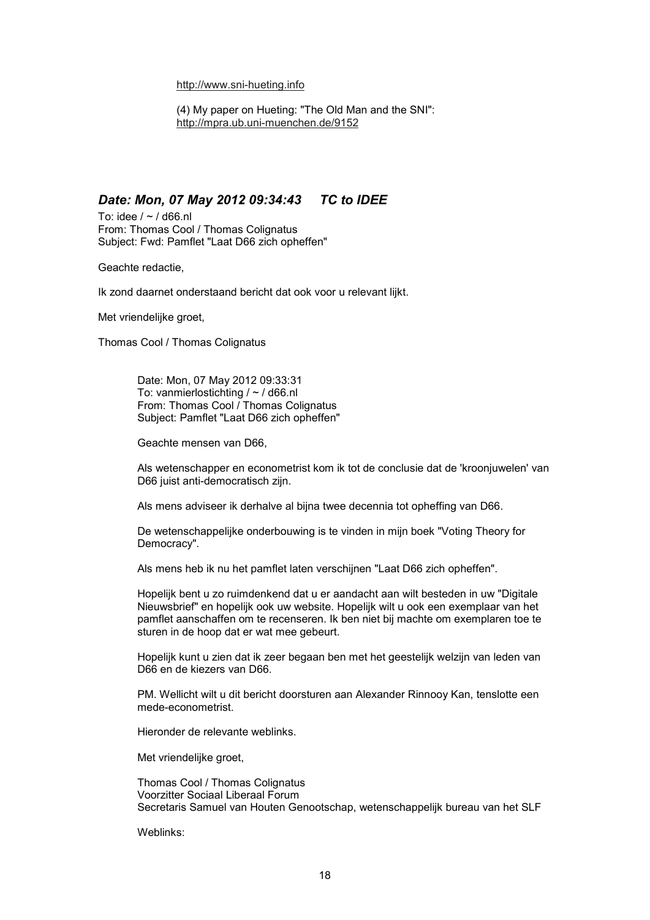http://www.sni-hueting.info

(4) My paper on Hueting: "The Old Man and the SNI": http://mpra.ub.uni-muenchen.de/9152

### *Date: Mon, 07 May 2012 09:34:43     TC to IDEE*

To: idee / ~ / d66.nl
From: Thomas Cool / Thomas Colignatus
Subject: Fwd: Pamflet "Laat D66 zich opheffen"

Geachte redactie,

Ik zond daarnet onderstaand bericht dat ook voor u relevant lijkt.

Met vriendelijke groet,

Thomas Cool / Thomas Colignatus

> Date: Mon, 07 May 2012 09:33:31
> To: vanmierlostichting / ~ / d66.nl
> From: Thomas Cool / Thomas Colignatus
> Subject: Pamflet "Laat D66 zich opheffen"
>
> Geachte mensen van D66,
>
> Als wetenschapper en econometrist kom ik tot de conclusie dat de 'kroonjuwelen' van D66 juist anti-democratisch zijn.
>
> Als mens adviseer ik derhalve al bijna twee decennia tot opheffing van D66.
>
> De wetenschappelijke onderbouwing is te vinden in mijn boek "Voting Theory for Democracy".
>
> Als mens heb ik nu het pamflet laten verschijnen "Laat D66 zich opheffen".
>
> Hopelijk bent u zo ruimdenkend dat u er aandacht aan wilt besteden in uw "Digitale Nieuwsbrief" en hopelijk ook uw website. Hopelijk wilt u ook een exemplaar van het pamflet aanschaffen om te recenseren. Ik ben niet bij machte om exemplaren toe te sturen in de hoop dat er wat mee gebeurt.
>
> Hopelijk kunt u zien dat ik zeer begaan ben met het geestelijk welzijn van leden van D66 en de kiezers van D66.
>
> PM. Wellicht wilt u dit bericht doorsturen aan Alexander Rinnooy Kan, tenslotte een mede-econometrist.
>
> Hieronder de relevante weblinks.
>
> Met vriendelijke groet,
>
> Thomas Cool / Thomas Colignatus
> Voorzitter Sociaal Liberaal Forum
> Secretaris Samuel van Houten Genootschap, wetenschappelijk bureau van het SLF
>
> Weblinks: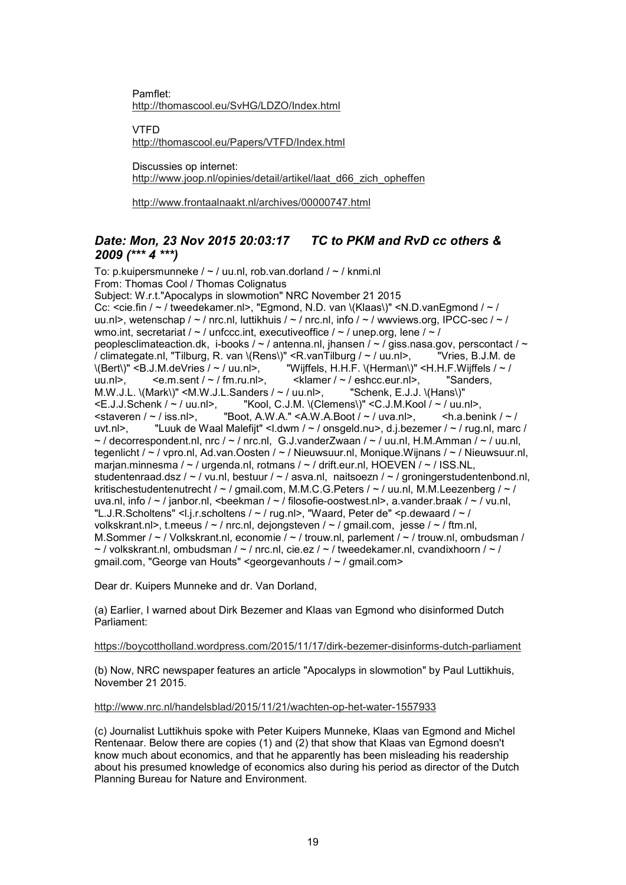Pamflet:
http://thomascool.eu/SvHG/LDZO/Index.html

VTFD
http://thomascool.eu/Papers/VTFD/Index.html

Discussies op internet:
http://www.joop.nl/opinies/detail/artikel/laat_d66_zich_opheffen

http://www.frontaalnaakt.nl/archives/00000747.html

## *Date: Mon, 23 Nov 2015 20:03:17      TC to PKM and RvD cc others & 2009 (*** 4 ***)*

To: p.kuipersmunneke / ~ / uu.nl, rob.van.dorland / ~ / knmi.nl
From: Thomas Cool / Thomas Colignatus
Subject: W.r.t."Apocalyps in slowmotion" NRC November 21 2015
Cc: <cie.fin / ~ / tweedekamer.nl>, "Egmond, N.D. van \(Klaas\)" <N.D.vanEgmond / ~ / uu.nl>, wetenschap / ~ / nrc.nl, luttikhuis / ~ / nrc.nl, info / ~ / wwviews.org, IPCC-sec / ~ / wmo.int, secretariat / ~ / unfccc.int, executiveoffice / ~ / unep.org, lene / ~ / peoplesclimateaction.dk, i-books / ~ / antenna.nl, jhansen / ~ / giss.nasa.gov, perscontact / ~ / climategate.nl, "Tilburg, R. van \(Rens\)" <R.vanTilburg / ~ / uu.nl>, "Vries, B.J.M. de \(Bert\)" <B.J.M.deVries / ~ / uu.nl>, "Wijffels, H.H.F. \(Herman\)" <H.H.F.Wijffels / ~ / uu.nl>, <e.m.sent / ~ / fm.ru.nl>, <klamer / ~ / eshcc.eur.nl>, "Sanders, M.W.J.L. \(Mark\)" <M.W.J.L.Sanders / ~ / uu.nl>, "Schenk, E.J.J. \(Hans\)" <E.J.J.Schenk / ~ / uu.nl>, "Kool, C.J.M. \(Clemens\)" <C.J.M.Kool / ~ / uu.nl>, <staveren / ~ / iss.nl>, "Boot, A.W.A." <A.W.A.Boot / ~ / uva.nl>, <h.a.benink / ~ / uvt.nl>, "Luuk de Waal Malefijt" <l.dwm / ~ / onsgeld.nu>, d.j.bezemer / ~ / rug.nl, marc / ~ / decorrespondent.nl, nrc / ~ / nrc.nl, G.J.vanderZwaan / ~ / uu.nl, H.M.Amman / ~ / uu.nl, tegenlicht / ~ / vpro.nl, Ad.van.Oosten / ~ / Nieuwsuur.nl, Monique.Wijnans / ~ / Nieuwsuur.nl, marjan.minnesma / ~ / urgenda.nl, rotmans / ~ / drift.eur.nl, HOEVEN / ~ / ISS.NL, studentenraad.dsz / ~ / vu.nl, bestuur / ~ / asva.nl, naitsoezn / ~ / groningerstudentenbond.nl, kritischestudentenutrecht / ~ / gmail.com, M.M.C.G.Peters / ~ / uu.nl, M.M.Leezenberg / ~ / uva.nl, info / ~ / janbor.nl, <beekman / ~ / filosofie-oostwest.nl>, a.vander.braak / ~ / vu.nl, "L.J.R.Scholtens" <l.j.r.scholtens / ~ / rug.nl>, "Waard, Peter de" <p.dewaard / ~ / volkskrant.nl>, t.meeus / ~ / nrc.nl, dejongsteven / ~ / gmail.com, jesse / ~ / ftm.nl, M.Sommer / ~ / Volkskrant.nl, economie / ~ / trouw.nl, parlement / ~ / trouw.nl, ombudsman / ~ / volkskrant.nl, ombudsman / ~ / nrc.nl, cie.ez / ~ / tweedekamer.nl, cvandixhoorn / ~ / gmail.com, "George van Houts" <georgevanhouts / ~ / gmail.com>

Dear dr. Kuipers Munneke and dr. Van Dorland,

(a) Earlier, I warned about Dirk Bezemer and Klaas van Egmond who disinformed Dutch Parliament:

https://boycottholland.wordpress.com/2015/11/17/dirk-bezemer-disinforms-dutch-parliament

(b) Now, NRC newspaper features an article "Apocalyps in slowmotion" by Paul Luttikhuis, November 21 2015.

http://www.nrc.nl/handelsblad/2015/11/21/wachten-op-het-water-1557933

(c) Journalist Luttikhuis spoke with Peter Kuipers Munneke, Klaas van Egmond and Michel Rentenaar. Below there are copies (1) and (2) that show that Klaas van Egmond doesn't know much about economics, and that he apparently has been misleading his readership about his presumed knowledge of economics also during his period as director of the Dutch Planning Bureau for Nature and Environment.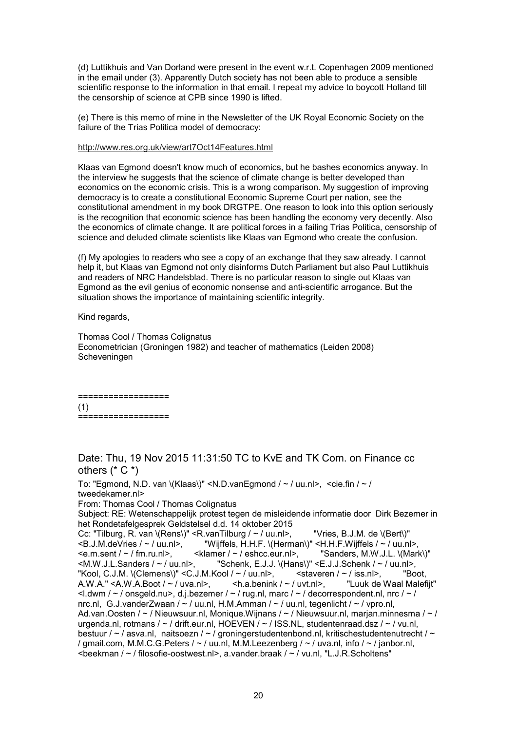(d) Luttikhuis and Van Dorland were present in the event w.r.t. Copenhagen 2009 mentioned in the email under (3). Apparently Dutch society has not been able to produce a sensible scientific response to the information in that email. I repeat my advice to boycott Holland till the censorship of science at CPB since 1990 is lifted.

(e) There is this memo of mine in the Newsletter of the UK Royal Economic Society on the failure of the Trias Politica model of democracy:

http://www.res.org.uk/view/art7Oct14Features.html

Klaas van Egmond doesn't know much of economics, but he bashes economics anyway. In the interview he suggests that the science of climate change is better developed than economics on the economic crisis. This is a wrong comparison. My suggestion of improving democracy is to create a constitutional Economic Supreme Court per nation, see the constitutional amendment in my book DRGTPE. One reason to look into this option seriously is the recognition that economic science has been handling the economy very decently. Also the economics of climate change. It are political forces in a failing Trias Politica, censorship of science and deluded climate scientists like Klaas van Egmond who create the confusion.

(f) My apologies to readers who see a copy of an exchange that they saw already. I cannot help it, but Klaas van Egmond not only disinforms Dutch Parliament but also Paul Luttikhuis and readers of NRC Handelsblad. There is no particular reason to single out Klaas van Egmond as the evil genius of economic nonsense and anti-scientific arrogance. But the situation shows the importance of maintaining scientific integrity.

Kind regards,

Thomas Cool / Thomas Colignatus
Econometrician (Groningen 1982) and teacher of mathematics (Leiden 2008)
Scheveningen

==================
(1)
==================

## Date: Thu, 19 Nov 2015 11:31:50 TC to KvE and TK Com. on Finance cc others (* C *)

To: "Egmond, N.D. van \(Klaas\)" <N.D.vanEgmond / ~ / uu.nl>, <cie.fin / ~ / tweedekamer.nl>
From: Thomas Cool / Thomas Colignatus
Subject: RE: Wetenschappelijk protest tegen de misleidende informatie door Dirk Bezemer in het Rondetafelgesprek Geldstelsel d.d. 14 oktober 2015
Cc: "Tilburg, R. van \(Rens\)" <R.vanTilburg / ~ / uu.nl>, "Vries, B.J.M. de \(Bert\)" <B.J.M.deVries / ~ / uu.nl>, "Wijffels, H.H.F. \(Herman\)" <H.H.F.Wijffels / ~ / uu.nl>, <e.m.sent / ~ / fm.ru.nl>, <klamer / ~ / eshcc.eur.nl>, "Sanders, M.W.J.L. \(Mark\)" <M.W.J.L.Sanders / ~ / uu.nl>, "Schenk, E.J.J. \(Hans\)" <E.J.J.Schenk / ~ / uu.nl>, "Kool, C.J.M. \(Clemens\)" <C.J.M.Kool / ~ / uu.nl>, <staveren / ~ / iss.nl>, "Boot, A.W.A." <A.W.A.Boot / ~ / uva.nl>, <h.a.benink / ~ / uvt.nl>, "Luuk de Waal Malefijt" <l.dwm / ~ / onsgeld.nu>, d.j.bezemer / ~ / rug.nl, marc / ~ / decorrespondent.nl, nrc / ~ / nrc.nl, G.J.vanderZwaan / ~ / uu.nl, H.M.Amman / ~ / uu.nl, tegenlicht / ~ / vpro.nl, Ad.van.Oosten / ~ / Nieuwsuur.nl, Monique.Wijnans / ~ / Nieuwsuur.nl, marjan.minnesma / ~ / urgenda.nl, rotmans / ~ / drift.eur.nl, HOEVEN / ~ / ISS.NL, studentenraad.dsz / ~ / vu.nl, bestuur / ~ / asva.nl, naitsoezn / ~ / groningerstudentenbond.nl, kritischestudentenutrecht / ~ / gmail.com, M.M.C.G.Peters / ~ / uu.nl, M.M.Leezenberg / ~ / uva.nl, info / ~ / janbor.nl, <beekman / ~ / filosofie-oostwest.nl>, a.vander.braak / ~ / vu.nl, "L.J.R.Scholtens"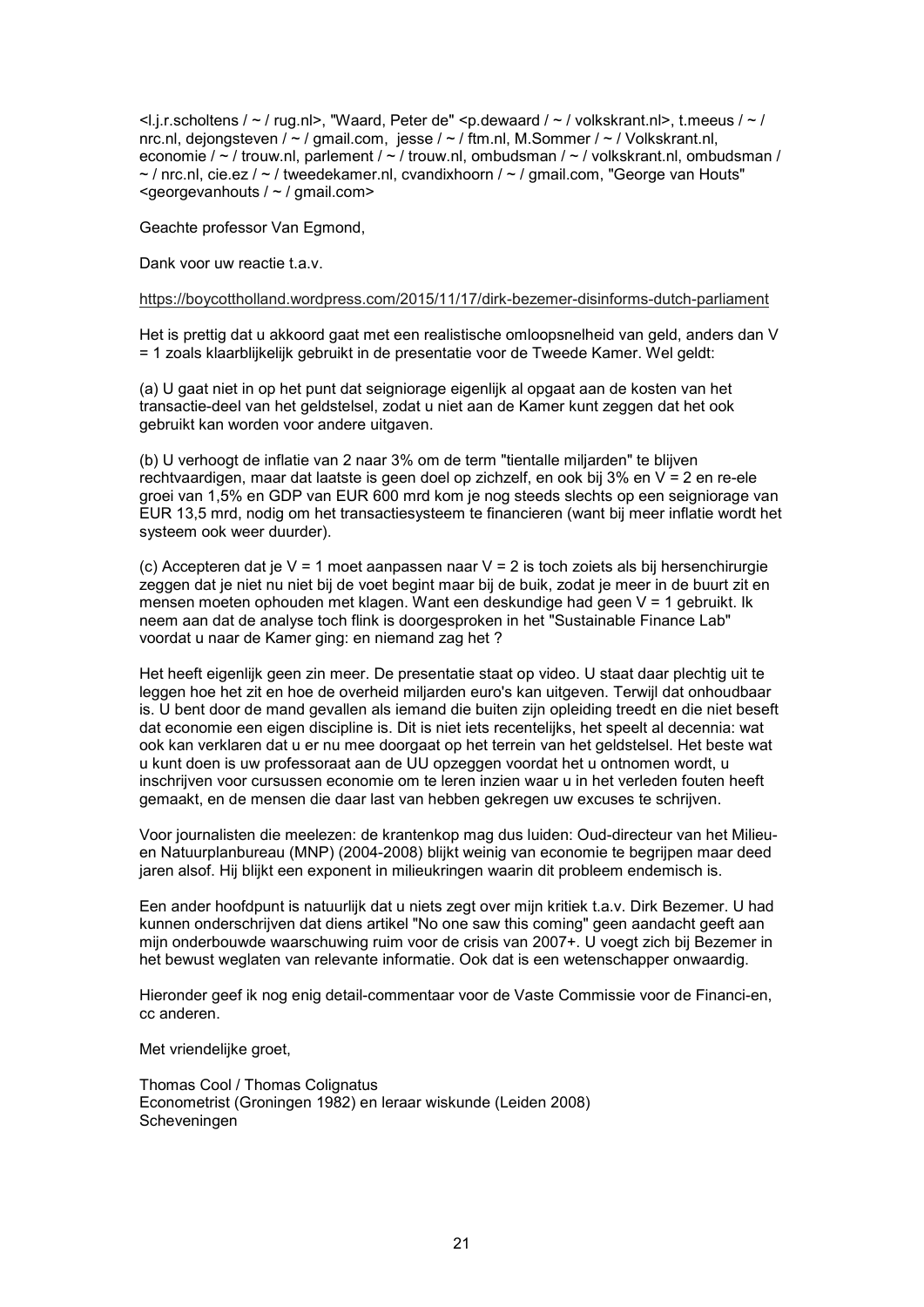<l.j.r.scholtens / ~ / rug.nl>, "Waard, Peter de" <p.dewaard / ~ / volkskrant.nl>, t.meeus / ~ / nrc.nl, dejongsteven / ~ / gmail.com, jesse / ~ / ftm.nl, M.Sommer / ~ / Volkskrant.nl, economie / ~ / trouw.nl, parlement / ~ / trouw.nl, ombudsman / ~ / volkskrant.nl, ombudsman / ~ / nrc.nl, cie.ez / ~ / tweedekamer.nl, cvandixhoorn / ~ / gmail.com, "George van Houts" <georgevanhouts / ~ / gmail.com>

Geachte professor Van Egmond,

Dank voor uw reactie t.a.v.

https://boycottholland.wordpress.com/2015/11/17/dirk-bezemer-disinforms-dutch-parliament

Het is prettig dat u akkoord gaat met een realistische omloopsnelheid van geld, anders dan V = 1 zoals klaarblijkelijk gebruikt in de presentatie voor de Tweede Kamer. Wel geldt:

(a) U gaat niet in op het punt dat seigniorage eigenlijk al opgaat aan de kosten van het transactie-deel van het geldstelsel, zodat u niet aan de Kamer kunt zeggen dat het ook gebruikt kan worden voor andere uitgaven.

(b) U verhoogt de inflatie van 2 naar 3% om de term "tientalle miljarden" te blijven rechtvaardigen, maar dat laatste is geen doel op zichzelf, en ook bij 3% en V = 2 en re-ele groei van 1,5% en GDP van EUR 600 mrd kom je nog steeds slechts op een seigniorage van EUR 13,5 mrd, nodig om het transactiesysteem te financieren (want bij meer inflatie wordt het systeem ook weer duurder).

(c) Accepteren dat je V = 1 moet aanpassen naar V = 2 is toch zoiets als bij hersenchirurgie zeggen dat je niet nu niet bij de voet begint maar bij de buik, zodat je meer in de buurt zit en mensen moeten ophouden met klagen. Want een deskundige had geen V = 1 gebruikt. Ik neem aan dat de analyse toch flink is doorgesproken in het "Sustainable Finance Lab" voordat u naar de Kamer ging: en niemand zag het ?

Het heeft eigenlijk geen zin meer. De presentatie staat op video. U staat daar plechtig uit te leggen hoe het zit en hoe de overheid miljarden euro's kan uitgeven. Terwijl dat onhoudbaar is. U bent door de mand gevallen als iemand die buiten zijn opleiding treedt en die niet beseft dat economie een eigen discipline is. Dit is niet iets recentelijks, het speelt al decennia: wat ook kan verklaren dat u er nu mee doorgaat op het terrein van het geldstelsel. Het beste wat u kunt doen is uw professoraat aan de UU opzeggen voordat het u ontnomen wordt, u inschrijven voor cursussen economie om te leren inzien waar u in het verleden fouten heeft gemaakt, en de mensen die daar last van hebben gekregen uw excuses te schrijven.

Voor journalisten die meelezen: de krantenkop mag dus luiden: Oud-directeur van het Milieu- en Natuurplanbureau (MNP) (2004-2008) blijkt weinig van economie te begrijpen maar deed jaren alsof. Hij blijkt een exponent in milieukringen waarin dit probleem endemisch is.

Een ander hoofdpunt is natuurlijk dat u niets zegt over mijn kritiek t.a.v. Dirk Bezemer. U had kunnen onderschrijven dat diens artikel "No one saw this coming" geen aandacht geeft aan mijn onderbouwde waarschuwing ruim voor de crisis van 2007+. U voegt zich bij Bezemer in het bewust weglaten van relevante informatie. Ook dat is een wetenschapper onwaardig.

Hieronder geef ik nog enig detail-commentaar voor de Vaste Commissie voor de Financi-en, cc anderen.

Met vriendelijke groet,

Thomas Cool / Thomas Colignatus  
Econometrist (Groningen 1982) en leraar wiskunde (Leiden 2008)  
Scheveningen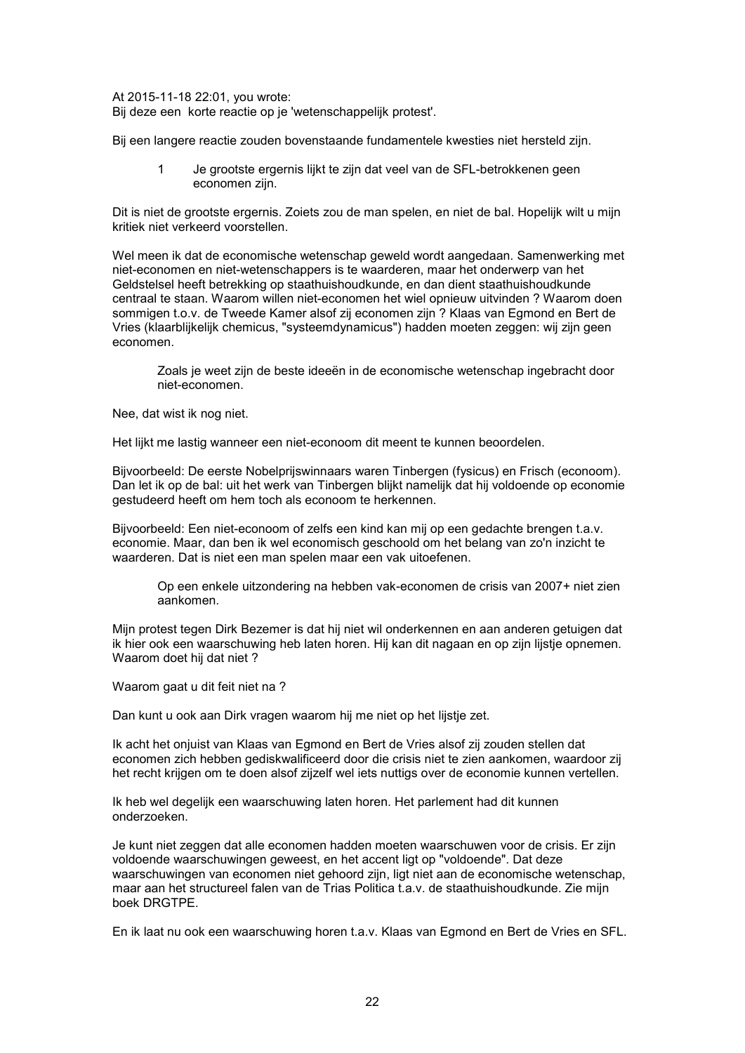At 2015-11-18 22:01, you wrote:
Bij deze een korte reactie op je 'wetenschappelijk protest'.

Bij een langere reactie zouden bovenstaande fundamentele kwesties niet hersteld zijn.

> 1 Je grootste ergernis lijkt te zijn dat veel van de SFL-betrokkenen geen economen zijn.

Dit is niet de grootste ergernis. Zoiets zou de man spelen, en niet de bal. Hopelijk wilt u mijn kritiek niet verkeerd voorstellen.

Wel meen ik dat de economische wetenschap geweld wordt aangedaan. Samenwerking met niet-economen en niet-wetenschappers is te waarderen, maar het onderwerp van het Geldstelsel heeft betrekking op staathuishoudkunde, en dan dient staathuishoudkunde centraal te staan. Waarom willen niet-economen het wiel opnieuw uitvinden ? Waarom doen sommigen t.o.v. de Tweede Kamer alsof zij economen zijn ? Klaas van Egmond en Bert de Vries (klaarblijkelijk chemicus, "systeemdynamicus") hadden moeten zeggen: wij zijn geen economen.

> Zoals je weet zijn de beste ideeën in de economische wetenschap ingebracht door niet-economen.

Nee, dat wist ik nog niet.

Het lijkt me lastig wanneer een niet-econoom dit meent te kunnen beoordelen.

Bijvoorbeeld: De eerste Nobelprijswinnaars waren Tinbergen (fysicus) en Frisch (econoom). Dan let ik op de bal: uit het werk van Tinbergen blijkt namelijk dat hij voldoende op economie gestudeerd heeft om hem toch als econoom te herkennen.

Bijvoorbeeld: Een niet-econoom of zelfs een kind kan mij op een gedachte brengen t.a.v. economie. Maar, dan ben ik wel economisch geschoold om het belang van zo'n inzicht te waarderen. Dat is niet een man spelen maar een vak uitoefenen.

> Op een enkele uitzondering na hebben vak-economen de crisis van 2007+ niet zien aankomen.

Mijn protest tegen Dirk Bezemer is dat hij niet wil onderkennen en aan anderen getuigen dat ik hier ook een waarschuwing heb laten horen. Hij kan dit nagaan en op zijn lijstje opnemen. Waarom doet hij dat niet ?

Waarom gaat u dit feit niet na ?

Dan kunt u ook aan Dirk vragen waarom hij me niet op het lijstje zet.

Ik acht het onjuist van Klaas van Egmond en Bert de Vries alsof zij zouden stellen dat economen zich hebben gediskwalificeerd door die crisis niet te zien aankomen, waardoor zij het recht krijgen om te doen alsof zijzelf wel iets nuttigs over de economie kunnen vertellen.

Ik heb wel degelijk een waarschuwing laten horen. Het parlement had dit kunnen onderzoeken.

Je kunt niet zeggen dat alle economen hadden moeten waarschuwen voor de crisis. Er zijn voldoende waarschuwingen geweest, en het accent ligt op "voldoende". Dat deze waarschuwingen van economen niet gehoord zijn, ligt niet aan de economische wetenschap, maar aan het structureel falen van de Trias Politica t.a.v. de staathuishoudkunde. Zie mijn boek DRGTPE.

En ik laat nu ook een waarschuwing horen t.a.v. Klaas van Egmond en Bert de Vries en SFL.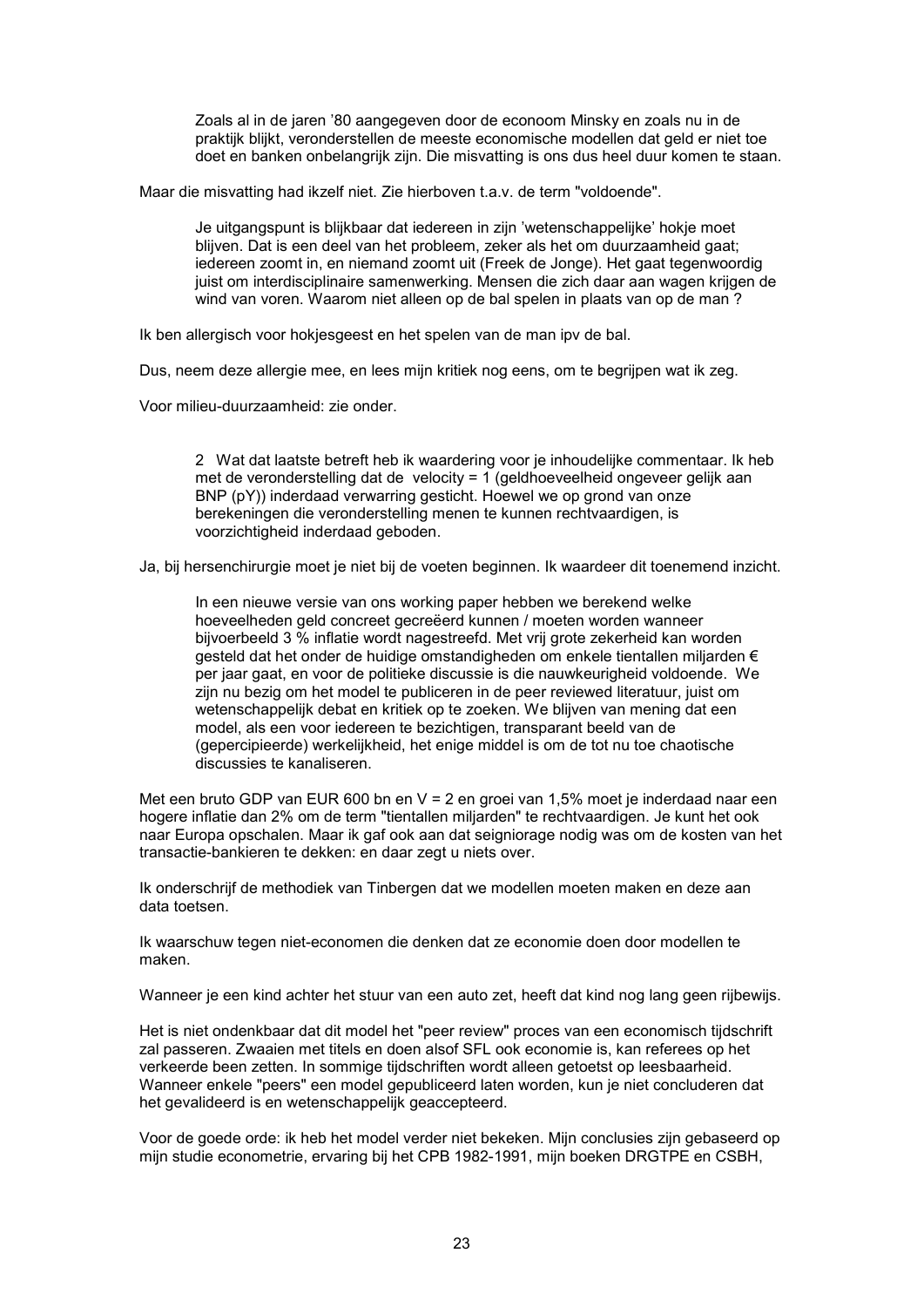> Zoals al in de jaren ’80 aangegeven door de econoom Minsky en zoals nu in de praktijk blijkt, veronderstellen de meeste economische modellen dat geld er niet toe doet en banken onbelangrijk zijn. Die misvatting is ons dus heel duur komen te staan.

Maar die misvatting had ikzelf niet. Zie hierboven t.a.v. de term "voldoende".

> Je uitgangspunt is blijkbaar dat iedereen in zijn ’wetenschappelijke’ hokje moet blijven. Dat is een deel van het probleem, zeker als het om duurzaamheid gaat; iedereen zoomt in, en niemand zoomt uit (Freek de Jonge). Het gaat tegenwoordig juist om interdisciplinaire samenwerking. Mensen die zich daar aan wagen krijgen de wind van voren. Waarom niet alleen op de bal spelen in plaats van op de man ?

Ik ben allergisch voor hokjesgeest en het spelen van de man ipv de bal.

Dus, neem deze allergie mee, en lees mijn kritiek nog eens, om te begrijpen wat ik zeg.

Voor milieu-duurzaamheid: zie onder.

> 2 Wat dat laatste betreft heb ik waardering voor je inhoudelijke commentaar. Ik heb met de veronderstelling dat de velocity = 1 (geldhoeveelheid ongeveer gelijk aan BNP (pY)) inderdaad verwarring gesticht. Hoewel we op grond van onze berekeningen die veronderstelling menen te kunnen rechtvaardigen, is voorzichtigheid inderdaad geboden.

Ja, bij hersenchirurgie moet je niet bij de voeten beginnen. Ik waardeer dit toenemend inzicht.

> In een nieuwe versie van ons working paper hebben we berekend welke hoeveelheden geld concreet gecreëerd kunnen / moeten worden wanneer bijvoerbeeld 3 % inflatie wordt nagestreefd. Met vrij grote zekerheid kan worden gesteld dat het onder de huidige omstandigheden om enkele tientallen miljarden € per jaar gaat, en voor de politieke discussie is die nauwkeurigheid voldoende. We zijn nu bezig om het model te publiceren in de peer reviewed literatuur, juist om wetenschappelijk debat en kritiek op te zoeken. We blijven van mening dat een model, als een voor iedereen te bezichtigen, transparant beeld van de (gepercipieerde) werkelijkheid, het enige middel is om de tot nu toe chaotische discussies te kanaliseren.

Met een bruto GDP van EUR 600 bn en V = 2 en groei van 1,5% moet je inderdaad naar een hogere inflatie dan 2% om de term "tientallen miljarden" te rechtvaardigen. Je kunt het ook naar Europa opschalen. Maar ik gaf ook aan dat seigniorage nodig was om de kosten van het transactie-bankieren te dekken: en daar zegt u niets over.

Ik onderschrijf de methodiek van Tinbergen dat we modellen moeten maken en deze aan data toetsen.

Ik waarschuw tegen niet-economen die denken dat ze economie doen door modellen te maken.

Wanneer je een kind achter het stuur van een auto zet, heeft dat kind nog lang geen rijbewijs.

Het is niet ondenkbaar dat dit model het "peer review" proces van een economisch tijdschrift zal passeren. Zwaaien met titels en doen alsof SFL ook economie is, kan referees op het verkeerde been zetten. In sommige tijdschriften wordt alleen getoetst op leesbaarheid. Wanneer enkele "peers" een model gepubliceerd laten worden, kun je niet concluderen dat het gevalideerd is en wetenschappelijk geaccepteerd.

Voor de goede orde: ik heb het model verder niet bekeken. Mijn conclusies zijn gebaseerd op mijn studie econometrie, ervaring bij het CPB 1982-1991, mijn boeken DRGTPE en CSBH,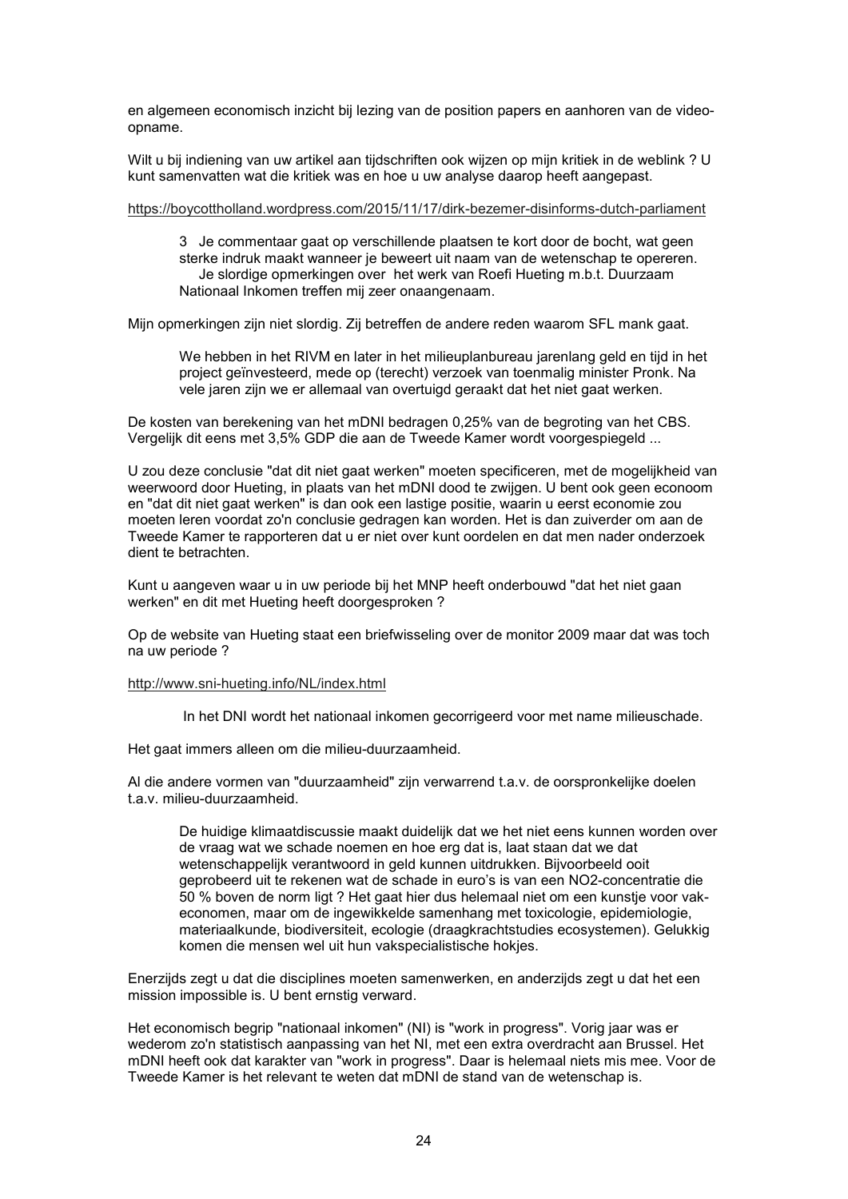en algemeen economisch inzicht bij lezing van de position papers en aanhoren van de video-opname.

Wilt u bij indiening van uw artikel aan tijdschriften ook wijzen op mijn kritiek in de weblink ? U kunt samenvatten wat die kritiek was en hoe u uw analyse daarop heeft aangepast.

https://boycottholland.wordpress.com/2015/11/17/dirk-bezemer-disinforms-dutch-parliament

> 3 Je commentaar gaat op verschillende plaatsen te kort door de bocht, wat geen sterke indruk maakt wanneer je beweert uit naam van de wetenschap te opereren. Je slordige opmerkingen over het werk van Roefi Hueting m.b.t. Duurzaam Nationaal Inkomen treffen mij zeer onaangenaam.

Mijn opmerkingen zijn niet slordig. Zij betreffen de andere reden waarom SFL mank gaat.

> We hebben in het RIVM en later in het milieuplanbureau jarenlang geld en tijd in het project geïnvesteerd, mede op (terecht) verzoek van toenmalig minister Pronk. Na vele jaren zijn we er allemaal van overtuigd geraakt dat het niet gaat werken.

De kosten van berekening van het mDNI bedragen 0,25% van de begroting van het CBS. Vergelijk dit eens met 3,5% GDP die aan de Tweede Kamer wordt voorgespiegeld ...

U zou deze conclusie "dat dit niet gaat werken" moeten specificeren, met de mogelijkheid van weerwoord door Hueting, in plaats van het mDNI dood te zwijgen. U bent ook geen econoom en "dat dit niet gaat werken" is dan ook een lastige positie, waarin u eerst economie zou moeten leren voordat zo'n conclusie gedragen kan worden. Het is dan zuiverder om aan de Tweede Kamer te rapporteren dat u er niet over kunt oordelen en dat men nader onderzoek dient te betrachten.

Kunt u aangeven waar u in uw periode bij het MNP heeft onderbouwd "dat het niet gaan werken" en dit met Hueting heeft doorgesproken ?

Op de website van Hueting staat een briefwisseling over de monitor 2009 maar dat was toch na uw periode ?

http://www.sni-hueting.info/NL/index.html

> In het DNI wordt het nationaal inkomen gecorrigeerd voor met name milieuschade.

Het gaat immers alleen om die milieu-duurzaamheid.

Al die andere vormen van "duurzaamheid" zijn verwarrend t.a.v. de oorspronkelijke doelen t.a.v. milieu-duurzaamheid.

> De huidige klimaatdiscussie maakt duidelijk dat we het niet eens kunnen worden over de vraag wat we schade noemen en hoe erg dat is, laat staan dat we dat wetenschappelijk verantwoord in geld kunnen uitdrukken. Bijvoorbeeld ooit geprobeerd uit te rekenen wat de schade in euro's is van een $NO_2$-concentratie die 50 % boven de norm ligt ? Het gaat hier dus helemaal niet om een kunstje voor vak-economen, maar om de ingewikkelde samenhang met toxicologie, epidemiologie, materiaalkunde, biodiversiteit, ecologie (draagkrachtstudies ecosystemen). Gelukkig komen die mensen wel uit hun vakspecialistische hokjes.

Enerzijds zegt u dat die disciplines moeten samenwerken, en anderzijds zegt u dat het een mission impossible is. U bent ernstig verward.

Het economisch begrip "nationaal inkomen" (NI) is "work in progress". Vorig jaar was er wederom zo'n statistisch aanpassing van het NI, met een extra overdracht aan Brussel. Het mDNI heeft ook dat karakter van "work in progress". Daar is helemaal niets mis mee. Voor de Tweede Kamer is het relevant te weten dat mDNI de stand van de wetenschap is.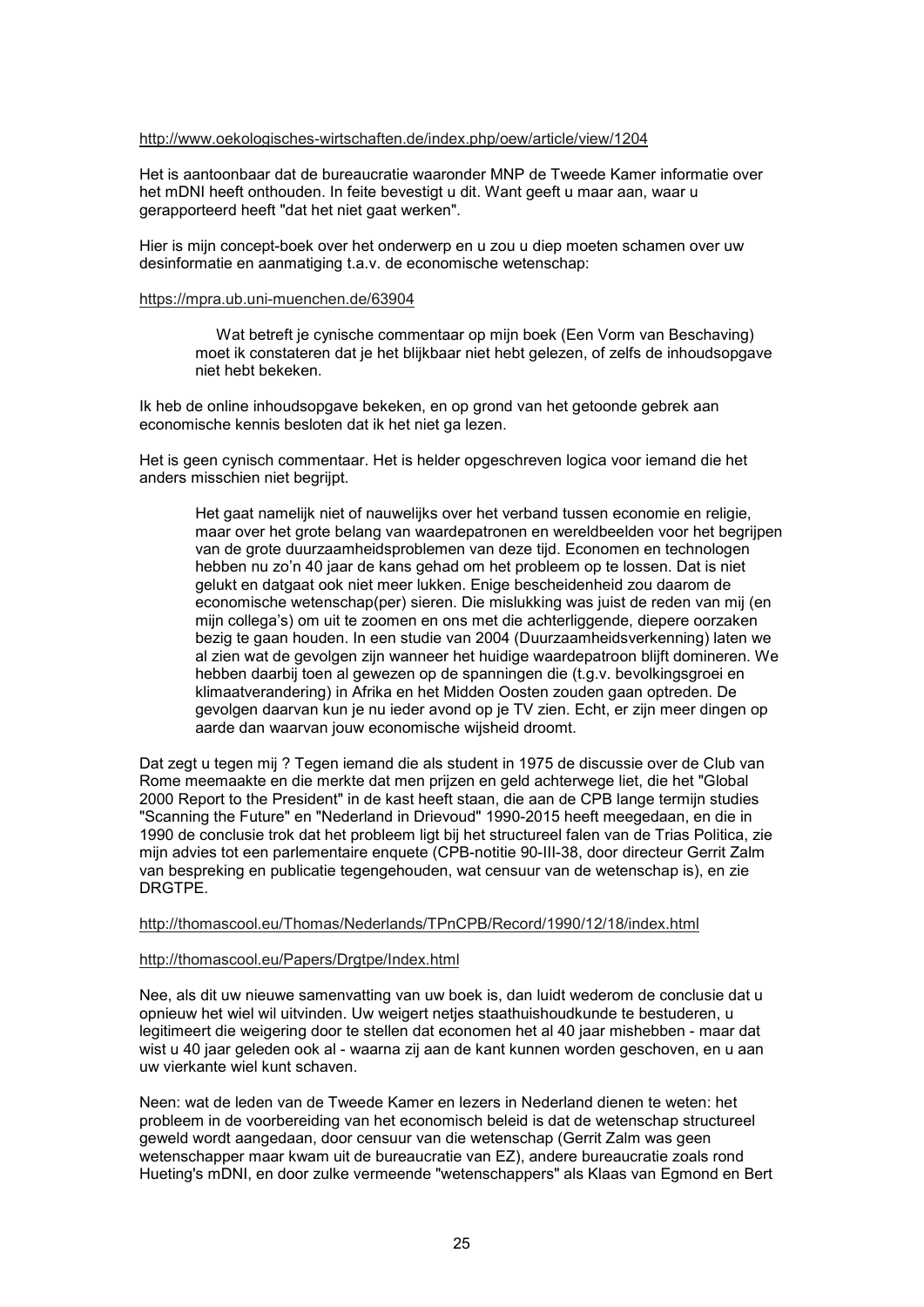http://www.oekologisches-wirtschaften.de/index.php/oew/article/view/1204

Het is aantoonbaar dat de bureaucratie waaronder MNP de Tweede Kamer informatie over het mDNI heeft onthouden. In feite bevestigt u dit. Want geeft u maar aan, waar u gerapporteerd heeft "dat het niet gaat werken".

Hier is mijn concept-boek over het onderwerp en u zou u diep moeten schamen over uw desinformatie en aanmatiging t.a.v. de economische wetenschap:

https://mpra.ub.uni-muenchen.de/63904

> Wat betreft je cynische commentaar op mijn boek (Een Vorm van Beschaving) moet ik constateren dat je het blijkbaar niet hebt gelezen, of zelfs de inhoudsopgave niet hebt bekeken.

Ik heb de online inhoudsopgave bekeken, en op grond van het getoonde gebrek aan economische kennis besloten dat ik het niet ga lezen.

Het is geen cynisch commentaar. Het is helder opgeschreven logica voor iemand die het anders misschien niet begrijpt.

> Het gaat namelijk niet of nauwelijks over het verband tussen economie en religie, maar over het grote belang van waardepatronen en wereldbeelden voor het begrijpen van de grote duurzaamheidsproblemen van deze tijd. Economen en technologen hebben nu zo'n 40 jaar de kans gehad om het probleem op te lossen. Dat is niet gelukt en datgaat ook niet meer lukken. Enige bescheidenheid zou daarom de economische wetenschap(per) sieren. Die mislukking was juist de reden van mij (en mijn collega's) om uit te zoomen en ons met die achterliggende, diepere oorzaken bezig te gaan houden. In een studie van 2004 (Duurzaamheidsverkenning) laten we al zien wat de gevolgen zijn wanneer het huidige waardepatroon blijft domineren. We hebben daarbij toen al gewezen op de spanningen die (t.g.v. bevolkingsgroei en klimaatverandering) in Afrika en het Midden Oosten zouden gaan optreden. De gevolgen daarvan kun je nu ieder avond op je TV zien. Echt, er zijn meer dingen op aarde dan waarvan jouw economische wijsheid droomt.

Dat zegt u tegen mij ? Tegen iemand die als student in 1975 de discussie over de Club van Rome meemaakte en die merkte dat men prijzen en geld achterwege liet, die het "Global 2000 Report to the President" in de kast heeft staan, die aan de CPB lange termijn studies "Scanning the Future" en "Nederland in Drievoud" 1990-2015 heeft meegedaan, en die in 1990 de conclusie trok dat het probleem ligt bij het structureel falen van de Trias Politica, zie mijn advies tot een parlementaire enquete (CPB-notitie 90-III-38, door directeur Gerrit Zalm van bespreking en publicatie tegengehouden, wat censuur van de wetenschap is), en zie DRGTPE.

http://thomascool.eu/Thomas/Nederlands/TPnCPB/Record/1990/12/18/index.html

http://thomascool.eu/Papers/Drgtpe/Index.html

Nee, als dit uw nieuwe samenvatting van uw boek is, dan luidt wederom de conclusie dat u opnieuw het wiel wil uitvinden. Uw weigert netjes staathuishoudkunde te bestuderen, u legitimeert die weigering door te stellen dat economen het al 40 jaar mishebben - maar dat wist u 40 jaar geleden ook al - waarna zij aan de kant kunnen worden geschoven, en u aan uw vierkante wiel kunt schaven.

Neen: wat de leden van de Tweede Kamer en lezers in Nederland dienen te weten: het probleem in de voorbereiding van het economisch beleid is dat de wetenschap structureel geweld wordt aangedaan, door censuur van die wetenschap (Gerrit Zalm was geen wetenschapper maar kwam uit de bureaucratie van EZ), andere bureaucratie zoals rond Hueting's mDNI, en door zulke vermeende "wetenschappers" als Klaas van Egmond en Bert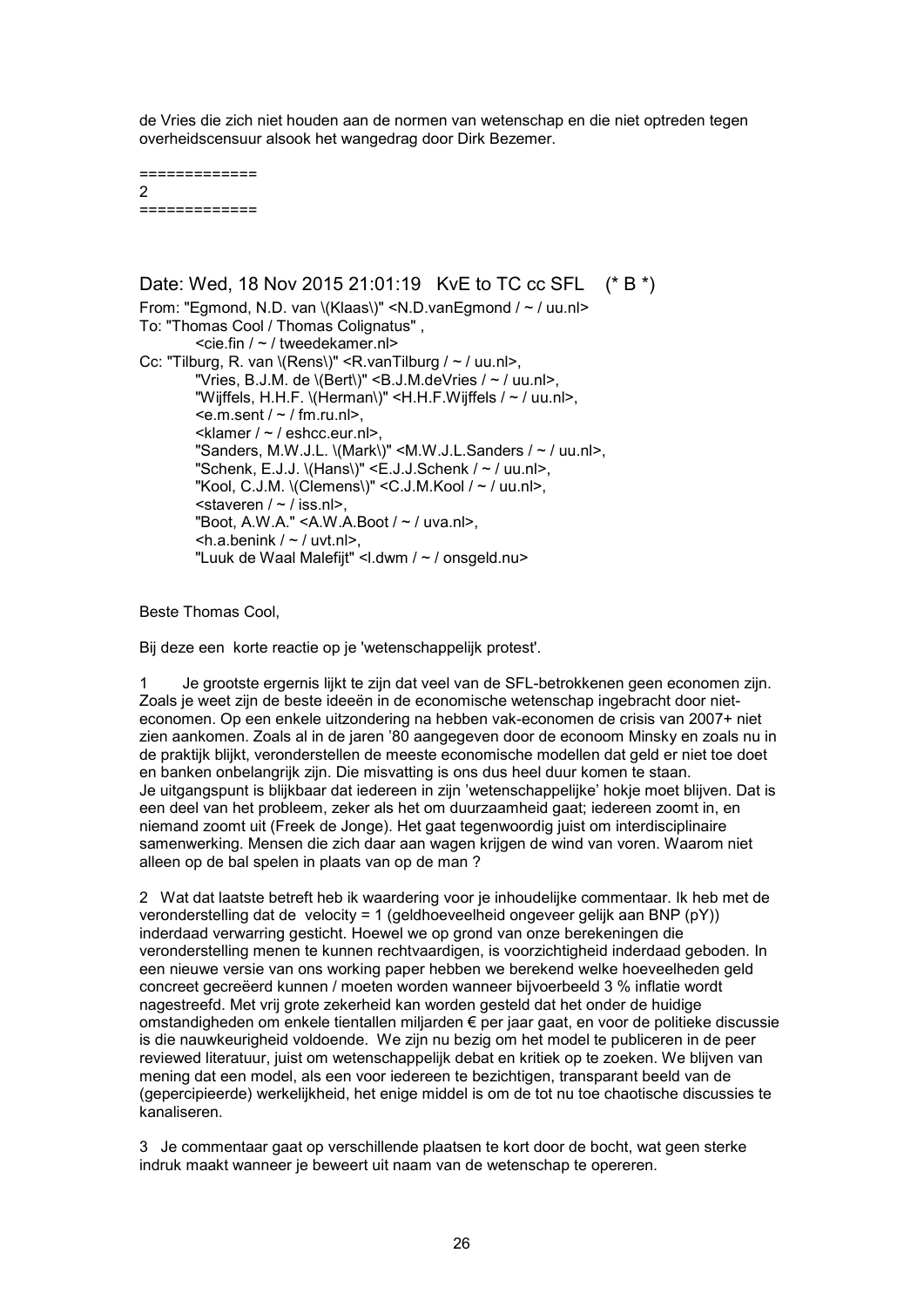de Vries die zich niet houden aan de normen van wetenschap en die niet optreden tegen overheidscensuur alsook het wangedrag door Dirk Bezemer.

=============
2
=============

Date: Wed, 18 Nov 2015 21:01:19   KvE to TC cc SFL    (* B *)

From: "Egmond, N.D. van \(Klaas\)" <N.D.vanEgmond / ~ / uu.nl>
To: "Thomas Cool / Thomas Colignatus" ,
        <cie.fin / ~ / tweedekamer.nl>
Cc: "Tilburg, R. van \(Rens\)" <R.vanTilburg / ~ / uu.nl>,
        "Vries, B.J.M. de \(Bert\)" <B.J.M.deVries / ~ / uu.nl>,
        "Wijffels, H.H.F. \(Herman\)" <H.H.F.Wijffels / ~ / uu.nl>,
        <e.m.sent / ~ / fm.ru.nl>,
        <klamer / ~ / eshcc.eur.nl>,
        "Sanders, M.W.J.L. \(Mark\)" <M.W.J.L.Sanders / ~ / uu.nl>,
        "Schenk, E.J.J. \(Hans\)" <E.J.J.Schenk / ~ / uu.nl>,
        "Kool, C.J.M. \(Clemens\)" <C.J.M.Kool / ~ / uu.nl>,
        <staveren / ~ / iss.nl>,
        "Boot, A.W.A." <A.W.A.Boot / ~ / uva.nl>,
        <h.a.benink / ~ / uvt.nl>,
        "Luuk de Waal Malefijt" <l.dwm / ~ / onsgeld.nu>

Beste Thomas Cool,

Bij deze een  korte reactie op je 'wetenschappelijk protest'.

1  Je grootste ergernis lijkt te zijn dat veel van de SFL-betrokkenen geen economen zijn. Zoals je weet zijn de beste ideeën in de economische wetenschap ingebracht door niet-economen. Op een enkele uitzondering na hebben vak-economen de crisis van 2007+ niet zien aankomen. Zoals al in de jaren '80 aangegeven door de econoom Minsky en zoals nu in de praktijk blijkt, veronderstellen de meeste economische modellen dat geld er niet toe doet en banken onbelangrijk zijn. Die misvatting is ons dus heel duur komen te staan.
Je uitgangspunt is blijkbaar dat iedereen in zijn 'wetenschappelijke' hokje moet blijven. Dat is een deel van het probleem, zeker als het om duurzaamheid gaat; iedereen zoomt in, en niemand zoomt uit (Freek de Jonge). Het gaat tegenwoordig juist om interdisciplinaire samenwerking. Mensen die zich daar aan wagen krijgen de wind van voren. Waarom niet alleen op de bal spelen in plaats van op de man ?

2  Wat dat laatste betreft heb ik waardering voor je inhoudelijke commentaar. Ik heb met de veronderstelling dat de  velocity = 1 (geldhoeveelheid ongeveer gelijk aan BNP (pY)) inderdaad verwarring gesticht. Hoewel we op grond van onze berekeningen die veronderstelling menen te kunnen rechtvaardigen, is voorzichtigheid inderdaad geboden. In een nieuwe versie van ons working paper hebben we berekend welke hoeveelheden geld concreet gecreëerd kunnen / moeten worden wanneer bijvoorbeeld 3 % inflatie wordt nagestreefd. Met vrij grote zekerheid kan worden gesteld dat het onder de huidige omstandigheden om enkele tientallen miljarden € per jaar gaat, en voor de politieke discussie is die nauwkeurigheid voldoende.  We zijn nu bezig om het model te publiceren in de peer reviewed literatuur, juist om wetenschappelijk debat en kritiek op te zoeken. We blijven van mening dat een model, als een voor iedereen te bezichtigen, transparant beeld van de (gepercipieerde) werkelijkheid, het enige middel is om de tot nu toe chaotische discussies te kanaliseren.

3  Je commentaar gaat op verschillende plaatsen te kort door de bocht, wat geen sterke indruk maakt wanneer je beweert uit naam van de wetenschap te opereren.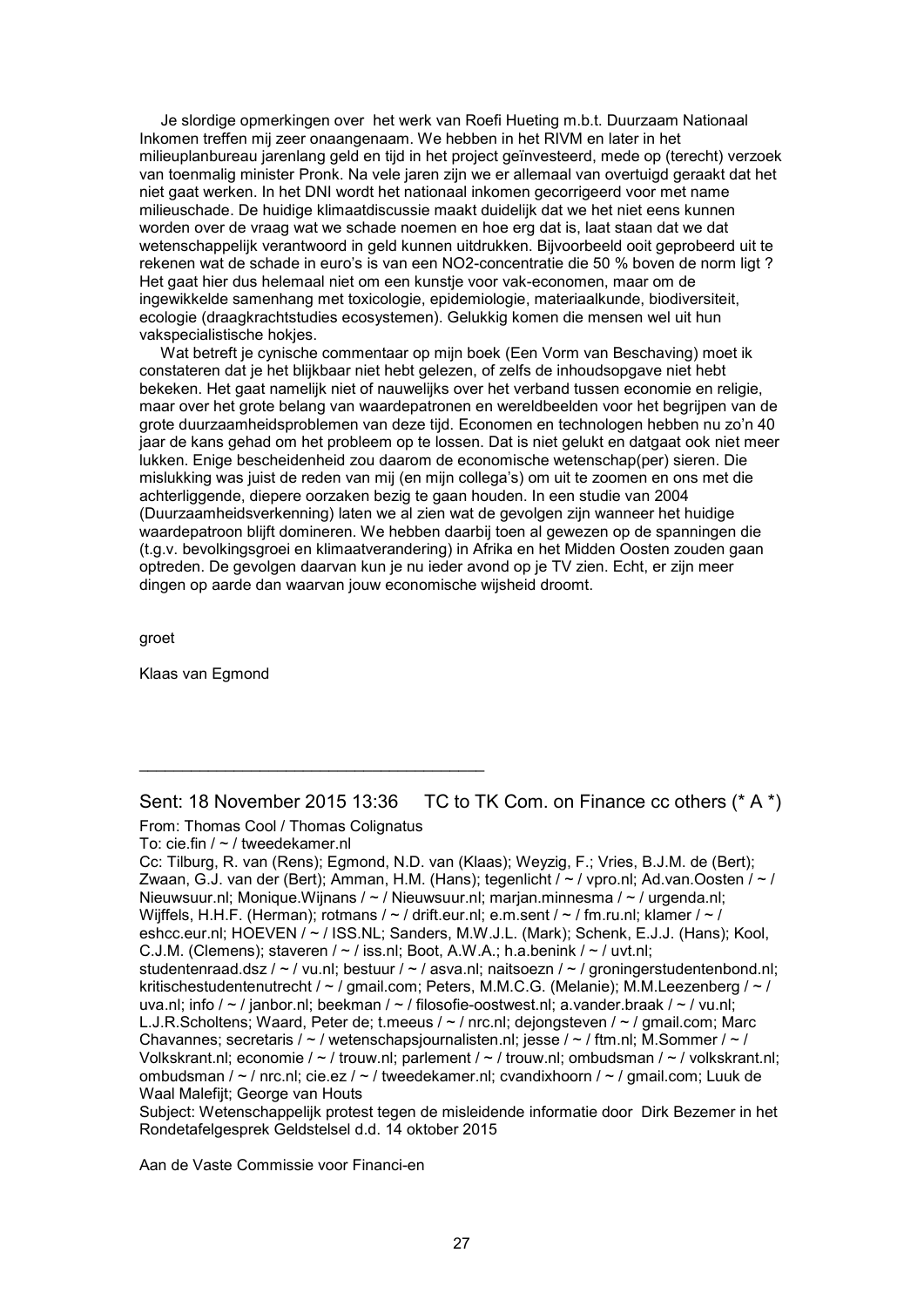Je slordige opmerkingen over het werk van Roefi Hueting m.b.t. Duurzaam Nationaal Inkomen treffen mij zeer onaangenaam. We hebben in het RIVM en later in het milieuplanbureau jarenlang geld en tijd in het project geïnvesteerd, mede op (terecht) verzoek van toenmalig minister Pronk. Na vele jaren zijn we er allemaal van overtuigd geraakt dat het niet gaat werken. In het DNI wordt het nationaal inkomen gecorrigeerd voor met name milieuschade. De huidige klimaatdiscussie maakt duidelijk dat we het niet eens kunnen worden over de vraag wat we schade noemen en hoe erg dat is, laat staan dat we dat wetenschappelijk verantwoord in geld kunnen uitdrukken. Bijvoorbeeld ooit geprobeerd uit te rekenen wat de schade in euro's is van een NO2-concentratie die 50 % boven de norm ligt ? Het gaat hier dus helemaal niet om een kunstje voor vak-economen, maar om de ingewikkelde samenhang met toxicologie, epidemiologie, materiaalkunde, biodiversiteit, ecologie (draagkrachtstudies ecosystemen). Gelukkig komen die mensen wel uit hun vakspecialistische hokjes.

Wat betreft je cynische commentaar op mijn boek (Een Vorm van Beschaving) moet ik constateren dat je het blijkbaar niet hebt gelezen, of zelfs de inhoudsopgave niet hebt bekeken. Het gaat namelijk niet of nauwelijks over het verband tussen economie en religie, maar over het grote belang van waardepatronen en wereldbeelden voor het begrijpen van de grote duurzaamheidsproblemen van deze tijd. Economen en technologen hebben nu zo'n 40 jaar de kans gehad om het probleem op te lossen. Dat is niet gelukt en datgaat ook niet meer lukken. Enige bescheidenheid zou daarom de economische wetenschap(per) sieren. Die mislukking was juist de reden van mij (en mijn collega's) om uit te zoomen en ons met die achterliggende, diepere oorzaken bezig te gaan houden. In een studie van 2004 (Duurzaamheidsverkenning) laten we al zien wat de gevolgen zijn wanneer het huidige waardepatroon blijft domineren. We hebben daarbij toen al gewezen op de spanningen die (t.g.v. bevolkingsgroei en klimaatverandering) in Afrika en het Midden Oosten zouden gaan optreden. De gevolgen daarvan kun je nu ieder avond op je TV zien. Echt, er zijn meer dingen op aarde dan waarvan jouw economische wijsheid droomt.

groet

Klaas van Egmond

---

## Sent: 18 November 2015 13:36 TC to TK Com. on Finance cc others (* A *)

From: Thomas Cool / Thomas Colignatus
To: cie.fin / ~ / tweedekamer.nl
Cc: Tilburg, R. van (Rens); Egmond, N.D. van (Klaas); Weyzig, F.; Vries, B.J.M. de (Bert); Zwaan, G.J. van der (Bert); Amman, H.M. (Hans); tegenlicht / ~ / vpro.nl; Ad.van.Oosten / ~ / Nieuwsuur.nl; Monique.Wijnans / ~ / Nieuwsuur.nl; marjan.minnesma / ~ / urgenda.nl; Wijffels, H.H.F. (Herman); rotmans / ~ / drift.eur.nl; e.m.sent / ~ / fm.ru.nl; klamer / ~ / eshcc.eur.nl; HOEVEN / ~ / ISS.NL; Sanders, M.W.J.L. (Mark); Schenk, E.J.J. (Hans); Kool, C.J.M. (Clemens); staveren / ~ / iss.nl; Boot, A.W.A.; h.a.benink / ~ / uvt.nl; studentenraad.dsz / ~ / vu.nl; bestuur / ~ / asva.nl; naitsoezn / ~ / groningerstudentenbond.nl; kritischestudentenutrecht / ~ / gmail.com; Peters, M.M.C.G. (Melanie); M.M.Leezenberg / ~ / uva.nl; info / ~ / janbor.nl; beekman / ~ / filosofie-oostwest.nl; a.vander.braak / ~ / vu.nl; L.J.R.Scholtens; Waard, Peter de; t.meeus / ~ / nrc.nl; dejongsteven / ~ / gmail.com; Marc Chavannes; secretaris / ~ / wetenschapsjournalisten.nl; jesse / ~ / ftm.nl; M.Sommer / ~ / Volkskrant.nl; economie / ~ / trouw.nl; parlement / ~ / trouw.nl; ombudsman / ~ / volkskrant.nl; ombudsman / ~ / nrc.nl; cie.ez / ~ / tweedekamer.nl; cvandixhoorn / ~ / gmail.com; Luuk de Waal Malefijt; George van Houts
Subject: Wetenschappelijk protest tegen de misleidende informatie door Dirk Bezemer in het Rondetafelgesprek Geldstelsel d.d. 14 oktober 2015

Aan de Vaste Commissie voor Financi-en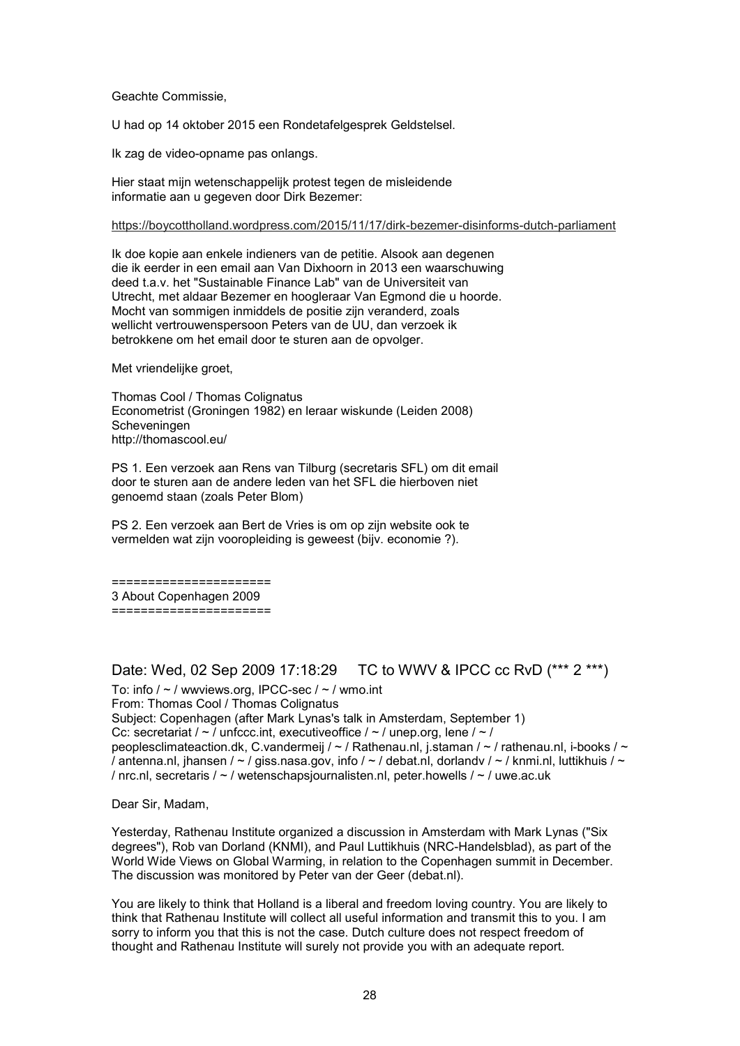Geachte Commissie,

U had op 14 oktober 2015 een Rondetafelgesprek Geldstelsel.

Ik zag de video-opname pas onlangs.

Hier staat mijn wetenschappelijk protest tegen de misleidende informatie aan u gegeven door Dirk Bezemer:

https://boycottholland.wordpress.com/2015/11/17/dirk-bezemer-disinforms-dutch-parliament

Ik doe kopie aan enkele indieners van de petitie. Alsook aan degenen die ik eerder in een email aan Van Dixhoorn in 2013 een waarschuwing deed t.a.v. het "Sustainable Finance Lab" van de Universiteit van Utrecht, met aldaar Bezemer en hoogleraar Van Egmond die u hoorde. Mocht van sommigen inmiddels de positie zijn veranderd, zoals wellicht vertrouwenspersoon Peters van de UU, dan verzoek ik betrokkene om het email door te sturen aan de opvolger.

Met vriendelijke groet,

Thomas Cool / Thomas Colignatus
Econometrist (Groningen 1982) en leraar wiskunde (Leiden 2008)
Scheveningen
http://thomascool.eu/

PS 1. Een verzoek aan Rens van Tilburg (secretaris SFL) om dit email door te sturen aan de andere leden van het SFL die hierboven niet genoemd staan (zoals Peter Blom)

PS 2. Een verzoek aan Bert de Vries is om op zijn website ook te vermelden wat zijn vooropleiding is geweest (bijv. economie ?).

======================
3 About Copenhagen 2009
======================

## Date: Wed, 02 Sep 2009 17:18:29     TC to WWV & IPCC cc RvD (*** 2 ***)

To: info / ~ / wwviews.org, IPCC-sec / ~ / wmo.int
From: Thomas Cool / Thomas Colignatus
Subject: Copenhagen (after Mark Lynas's talk in Amsterdam, September 1)
Cc: secretariat / ~ / unfccc.int, executiveoffice / ~ / unep.org, lene / ~ / peoplesclimateaction.dk, C.vandermeij / ~ / Rathenau.nl, j.staman / ~ / rathenau.nl, i-books / ~ / antenna.nl, jhansen / ~ / giss.nasa.gov, info / ~ / debat.nl, dorlandv / ~ / knmi.nl, luttikhuis / ~ / nrc.nl, secretaris / ~ / wetenschapsjournalisten.nl, peter.howells / ~ / uwe.ac.uk

Dear Sir, Madam,

Yesterday, Rathenau Institute organized a discussion in Amsterdam with Mark Lynas ("Six degrees"), Rob van Dorland (KNMI), and Paul Luttikhuis (NRC-Handelsblad), as part of the World Wide Views on Global Warming, in relation to the Copenhagen summit in December. The discussion was monitored by Peter van der Geer (debat.nl).

You are likely to think that Holland is a liberal and freedom loving country. You are likely to think that Rathenau Institute will collect all useful information and transmit this to you. I am sorry to inform you that this is not the case. Dutch culture does not respect freedom of thought and Rathenau Institute will surely not provide you with an adequate report.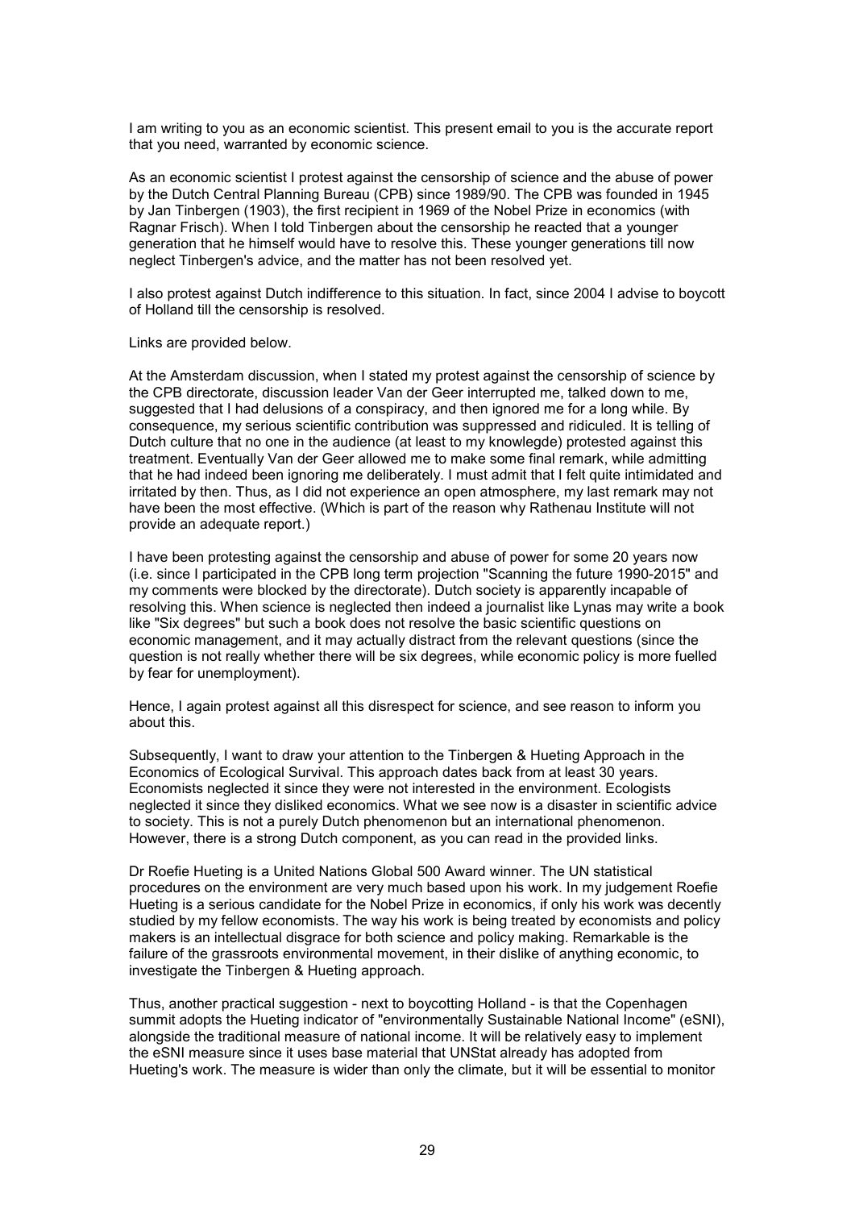I am writing to you as an economic scientist. This present email to you is the accurate report that you need, warranted by economic science.

As an economic scientist I protest against the censorship of science and the abuse of power by the Dutch Central Planning Bureau (CPB) since 1989/90. The CPB was founded in 1945 by Jan Tinbergen (1903), the first recipient in 1969 of the Nobel Prize in economics (with Ragnar Frisch). When I told Tinbergen about the censorship he reacted that a younger generation that he himself would have to resolve this. These younger generations till now neglect Tinbergen's advice, and the matter has not been resolved yet.

I also protest against Dutch indifference to this situation. In fact, since 2004 I advise to boycott of Holland till the censorship is resolved.

Links are provided below.

At the Amsterdam discussion, when I stated my protest against the censorship of science by the CPB directorate, discussion leader Van der Geer interrupted me, talked down to me, suggested that I had delusions of a conspiracy, and then ignored me for a long while. By consequence, my serious scientific contribution was suppressed and ridiculed. It is telling of Dutch culture that no one in the audience (at least to my knowlegde) protested against this treatment. Eventually Van der Geer allowed me to make some final remark, while admitting that he had indeed been ignoring me deliberately. I must admit that I felt quite intimidated and irritated by then. Thus, as I did not experience an open atmosphere, my last remark may not have been the most effective. (Which is part of the reason why Rathenau Institute will not provide an adequate report.)

I have been protesting against the censorship and abuse of power for some 20 years now (i.e. since I participated in the CPB long term projection "Scanning the future 1990-2015" and my comments were blocked by the directorate). Dutch society is apparently incapable of resolving this. When science is neglected then indeed a journalist like Lynas may write a book like "Six degrees" but such a book does not resolve the basic scientific questions on economic management, and it may actually distract from the relevant questions (since the question is not really whether there will be six degrees, while economic policy is more fuelled by fear for unemployment).

Hence, I again protest against all this disrespect for science, and see reason to inform you about this.

Subsequently, I want to draw your attention to the Tinbergen & Hueting Approach in the Economics of Ecological Survival. This approach dates back from at least 30 years. Economists neglected it since they were not interested in the environment. Ecologists neglected it since they disliked economics. What we see now is a disaster in scientific advice to society. This is not a purely Dutch phenomenon but an international phenomenon. However, there is a strong Dutch component, as you can read in the provided links.

Dr Roefie Hueting is a United Nations Global 500 Award winner. The UN statistical procedures on the environment are very much based upon his work. In my judgement Roefie Hueting is a serious candidate for the Nobel Prize in economics, if only his work was decently studied by my fellow economists. The way his work is being treated by economists and policy makers is an intellectual disgrace for both science and policy making. Remarkable is the failure of the grassroots environmental movement, in their dislike of anything economic, to investigate the Tinbergen & Hueting approach.

Thus, another practical suggestion - next to boycotting Holland - is that the Copenhagen summit adopts the Hueting indicator of "environmentally Sustainable National Income" (eSNI), alongside the traditional measure of national income. It will be relatively easy to implement the eSNI measure since it uses base material that UNStat already has adopted from Hueting's work. The measure is wider than only the climate, but it will be essential to monitor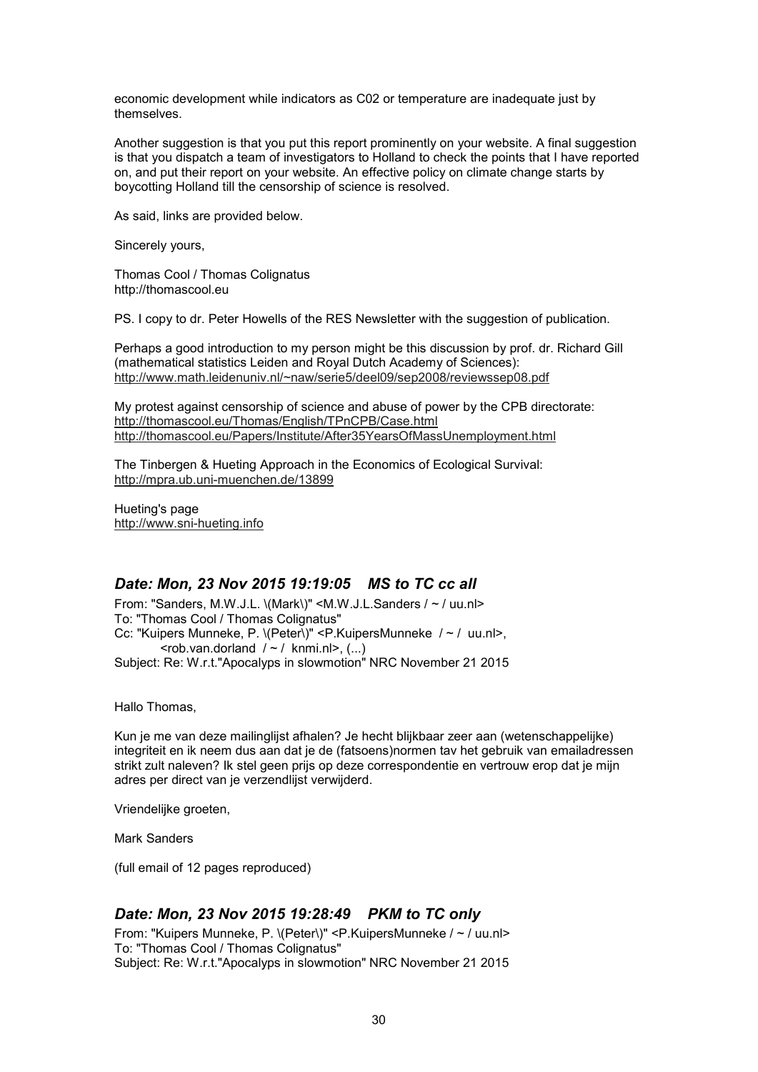economic development while indicators as C02 or temperature are inadequate just by themselves.

Another suggestion is that you put this report prominently on your website. A final suggestion is that you dispatch a team of investigators to Holland to check the points that I have reported on, and put their report on your website. An effective policy on climate change starts by boycotting Holland till the censorship of science is resolved.

As said, links are provided below.

Sincerely yours,

Thomas Cool / Thomas Colignatus
http://thomascool.eu

PS. I copy to dr. Peter Howells of the RES Newsletter with the suggestion of publication.

Perhaps a good introduction to my person might be this discussion by prof. dr. Richard Gill (mathematical statistics Leiden and Royal Dutch Academy of Sciences):
http://www.math.leidenuniv.nl/~naw/serie5/deel09/sep2008/reviewssep08.pdf

My protest against censorship of science and abuse of power by the CPB directorate:
http://thomascool.eu/Thomas/English/TPnCPB/Case.html
http://thomascool.eu/Papers/Institute/After35YearsOfMassUnemployment.html

The Tinbergen & Hueting Approach in the Economics of Ecological Survival:
http://mpra.ub.uni-muenchen.de/13899

Hueting's page
http://www.sni-hueting.info

### *Date: Mon, 23 Nov 2015 19:19:05    MS to TC cc all*

From: "Sanders, M.W.J.L. \(Mark\)" <M.W.J.L.Sanders / ~ / uu.nl>
To: "Thomas Cool / Thomas Colignatus"
Cc: "Kuipers Munneke, P. \(Peter\)" <P.KuipersMunneke  / ~ /  uu.nl>,
        <rob.van.dorland  / ~ /  knmi.nl>, (...)
Subject: Re: W.r.t."Apocalyps in slowmotion" NRC November 21 2015

Hallo Thomas,

Kun je me van deze mailinglijst afhalen? Je hecht blijkbaar zeer aan (wetenschappelijke) integriteit en ik neem dus aan dat je de (fatsoens)normen tav het gebruik van emailadressen strikt zult naleven? Ik stel geen prijs op deze correspondentie en vertrouw erop dat je mijn adres per direct van je verzendlijst verwijderd.

Vriendelijke groeten,

Mark Sanders

(full email of 12 pages reproduced)

### *Date: Mon, 23 Nov 2015 19:28:49    PKM to TC only*

From: "Kuipers Munneke, P. \(Peter\)" <P.KuipersMunneke / ~ / uu.nl>
To: "Thomas Cool / Thomas Colignatus"
Subject: Re: W.r.t."Apocalyps in slowmotion" NRC November 21 2015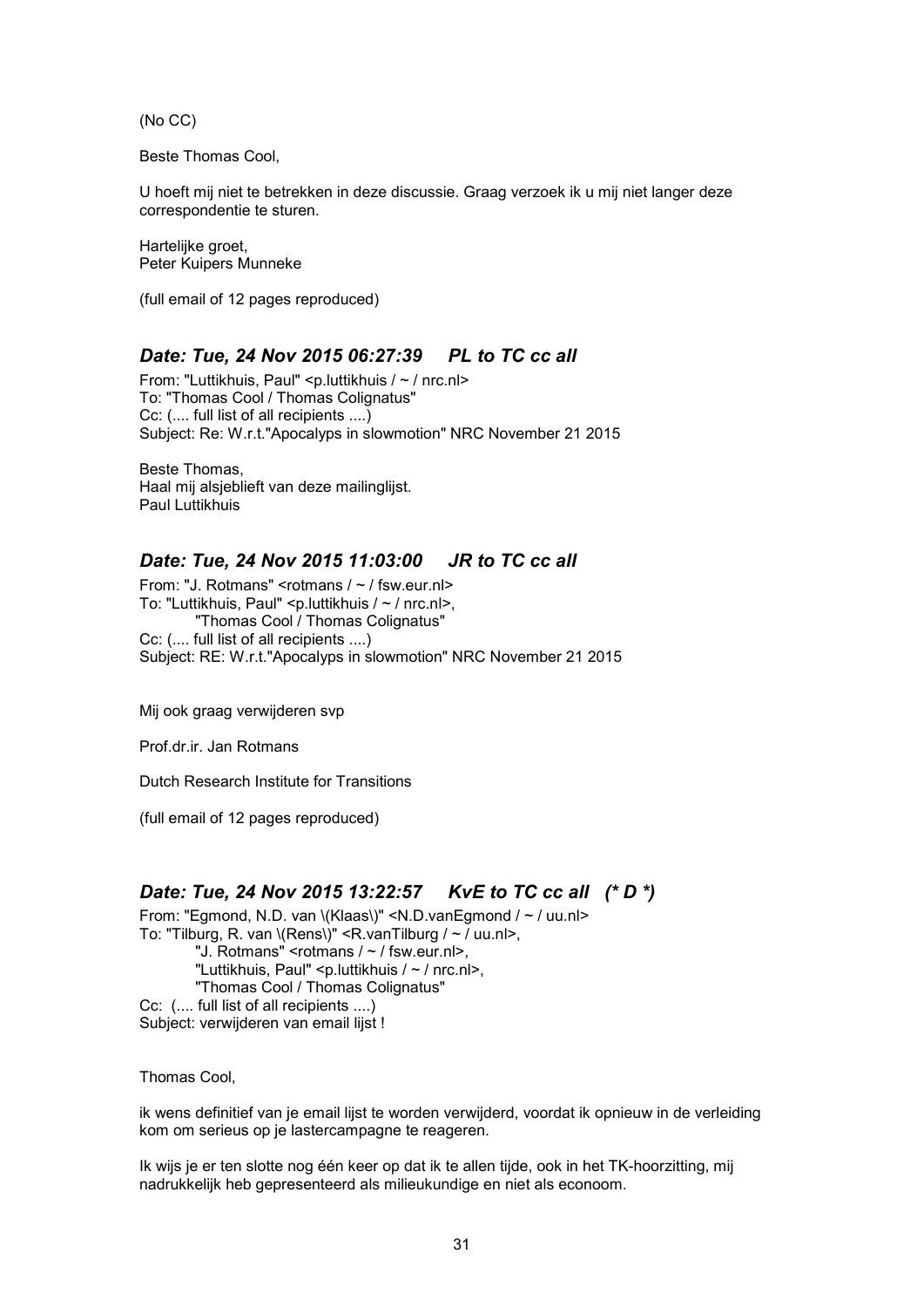(No CC)

Beste Thomas Cool,

U hoeft mij niet te betrekken in deze discussie. Graag verzoek ik u mij niet langer deze correspondentie te sturen.

Hartelijke groet,
Peter Kuipers Munneke

(full email of 12 pages reproduced)

### *Date: Tue, 24 Nov 2015 06:27:39     PL to TC cc all*

From: "Luttikhuis, Paul" <p.luttikhuis / ~ / nrc.nl>
To: "Thomas Cool / Thomas Colignatus"
Cc: (.... full list of all recipients ....)
Subject: Re: W.r.t."Apocalyps in slowmotion" NRC November 21 2015

Beste Thomas,
Haal mij alsjeblieft van deze mailinglijst.
Paul Luttikhuis

### *Date: Tue, 24 Nov 2015 11:03:00     JR to TC cc all*

From: "J. Rotmans" <rotmans / ~ / fsw.eur.nl>
To: "Luttikhuis, Paul" <p.luttikhuis / ~ / nrc.nl>,
"Thomas Cool / Thomas Colignatus"
Cc: (.... full list of all recipients ....)
Subject: RE: W.r.t."Apocalyps in slowmotion" NRC November 21 2015

Mij ook graag verwijderen svp

Prof.dr.ir. Jan Rotmans

Dutch Research Institute for Transitions

(full email of 12 pages reproduced)

### *Date: Tue, 24 Nov 2015 13:22:57     KvE to TC cc all   (* D *)*

From: "Egmond, N.D. van \(Klaas\)" <N.D.vanEgmond / ~ / uu.nl>
To: "Tilburg, R. van \(Rens\)" <R.vanTilburg / ~ / uu.nl>,
"J. Rotmans" <rotmans / ~ / fsw.eur.nl>,
"Luttikhuis, Paul" <p.luttikhuis / ~ / nrc.nl>,
"Thomas Cool / Thomas Colignatus"
Cc: (.... full list of all recipients ....)
Subject: verwijderen van email lijst !

Thomas Cool,

ik wens definitief van je email lijst te worden verwijderd, voordat ik opnieuw in de verleiding kom om serieus op je lastercampagne te reageren.

Ik wijs je er ten slotte nog één keer op dat ik te allen tijde, ook in het TK-hoorzitting, mij nadrukkelijk heb gepresenteerd als milieukundige en niet als econoom.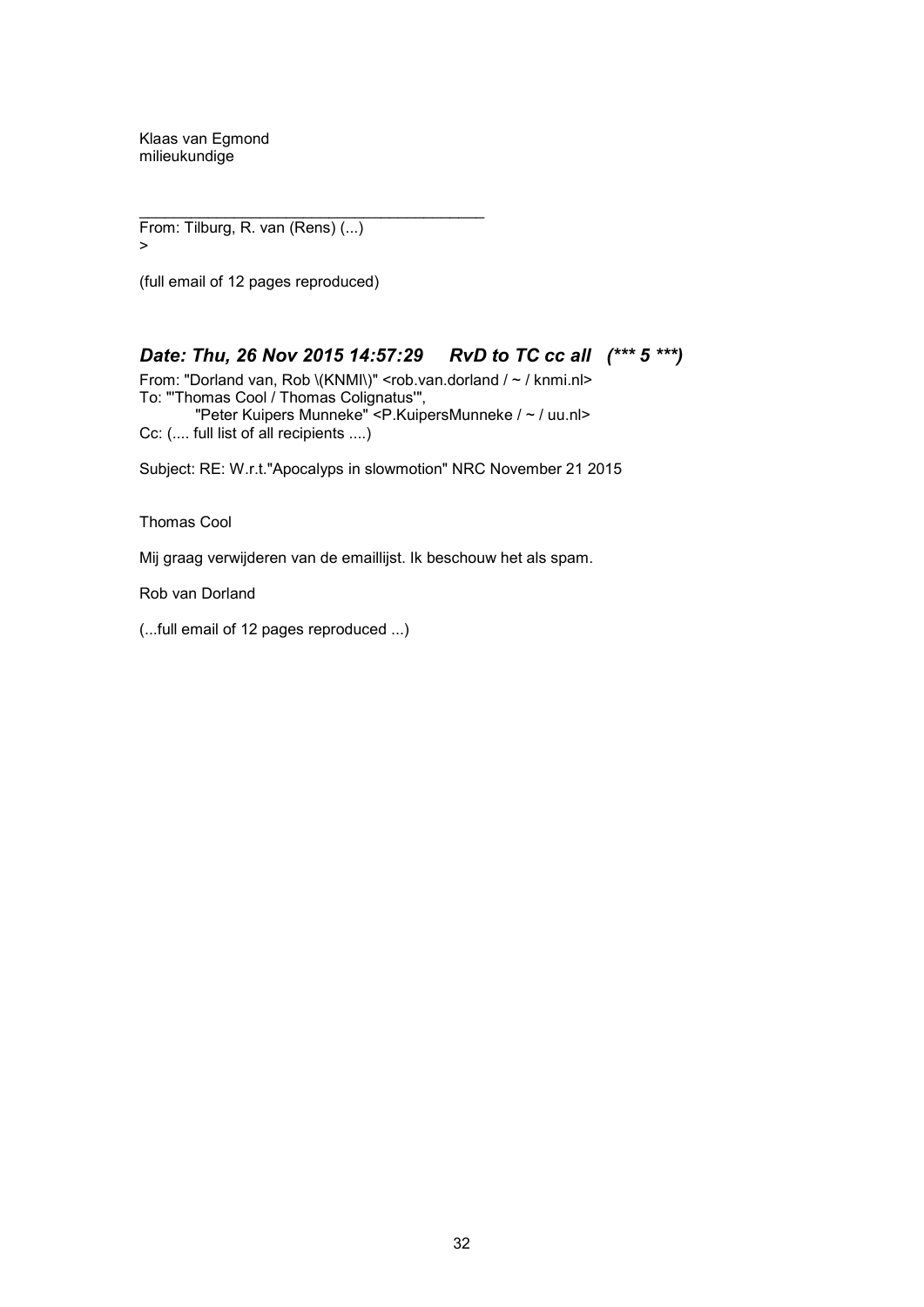Klaas van Egmond
milieukundige

---

From: Tilburg, R. van (Rens) (...)
>

(full email of 12 pages reproduced)

### *Date: Thu, 26 Nov 2015 14:57:29     RvD to TC cc all   (*** 5 ***)*

From: "Dorland van, Rob \(KNMI\)" <rob.van.dorland / ~ / knmi.nl>
To: "'Thomas Cool / Thomas Colignatus'",
        "Peter Kuipers Munneke" <P.KuipersMunneke / ~ / uu.nl>
Cc: (.... full list of all recipients ....)

Subject: RE: W.r.t."Apocalyps in slowmotion" NRC November 21 2015

Thomas Cool

Mij graag verwijderen van de emaillijst. Ik beschouw het als spam.

Rob van Dorland

(...full email of 12 pages reproduced ...)